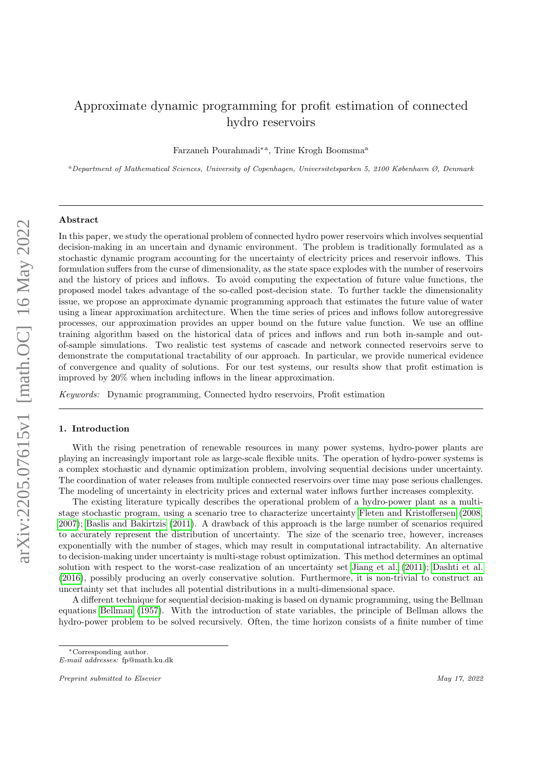# Approximate dynamic programming for profit estimation of connected hydro reservoirs

Farzaneh Pourahmadi[*a], Trine Krogh Boomsma[a]

[a]*Department of Mathematical Sciences, University of Copenhagen, Universitetsparken 5, 2100 København Ø, Denmark*

## Abstract

In this paper, we study the operational problem of connected hydro power reservoirs which involves sequential decision-making in an uncertain and dynamic environment. The problem is traditionally formulated as a stochastic dynamic program accounting for the uncertainty of electricity prices and reservoir inflows. This formulation suffers from the curse of dimensionality, as the state space explodes with the number of reservoirs and the history of prices and inflows. To avoid computing the expectation of future value functions, the proposed model takes advantage of the so-called post-decision state. To further tackle the dimensionality issue, we propose an approximate dynamic programming approach that estimates the future value of water using a linear approximation architecture. When the time series of prices and inflows follow autoregressive processes, our approximation provides an upper bound on the future value function. We use an offline training algorithm based on the historical data of prices and inflows and run both in-sample and out-of-sample simulations. Two realistic test systems of cascade and network connected reservoirs serve to demonstrate the computational tractability of our approach. In particular, we provide numerical evidence of convergence and quality of solutions. For our test systems, our results show that profit estimation is improved by 20% when including inflows in the linear approximation.

*Keywords:* Dynamic programming, Connected hydro reservoirs, Profit estimation

## 1. Introduction

With the rising penetration of renewable resources in many power systems, hydro-power plants are playing an increasingly important role as large-scale flexible units. The operation of hydro-power systems is a complex stochastic and dynamic optimization problem, involving sequential decisions under uncertainty. The coordination of water releases from multiple connected reservoirs over time may pose serious challenges. The modeling of uncertainty in electricity prices and external water inflows further increases complexity.

The existing literature typically describes the operational problem of a hydro-power plant as a multi-stage stochastic program, using a scenario tree to characterize uncertainty Fleten and Kristoffersen (2008, 2007); Baslis and Bakirtzis (2011). A drawback of this approach is the large number of scenarios required to accurately represent the distribution of uncertainty. The size of the scenario tree, however, increases exponentially with the number of stages, which may result in computational intractability. An alternative to decision-making under uncertainty is multi-stage robust optimization. This method determines an optimal solution with respect to the worst-case realization of an uncertainty set Jiang et al. (2011); Dashti et al. (2016), possibly producing an overly conservative solution. Furthermore, it is non-trivial to construct an uncertainty set that includes all potential distributions in a multi-dimensional space.

A different technique for sequential decision-making is based on dynamic programming, using the Bellman equations Bellman (1957). With the introduction of state variables, the principle of Bellman allows the hydro-power problem to be solved recursively. Often, the time horizon consists of a finite number of time

---

[*]Corresponding author.
*E-mail addresses:* fp@math.ku.dk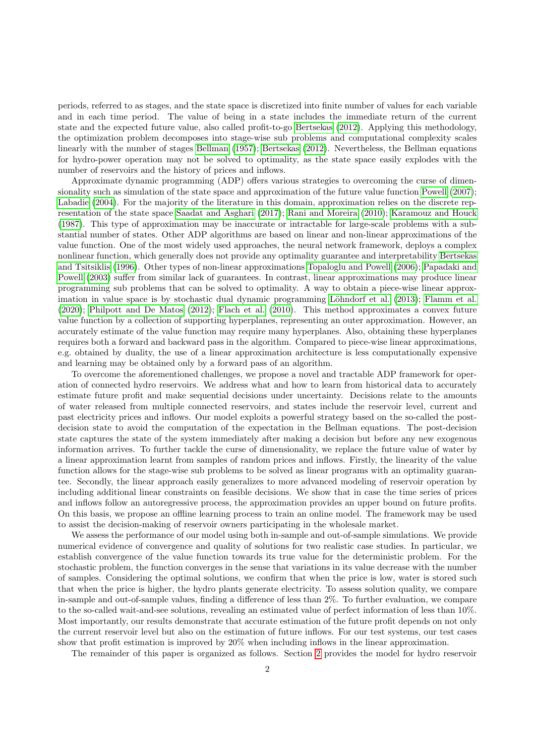periods, referred to as stages, and the state space is discretized into finite number of values for each variable and in each time period. The value of being in a state includes the immediate return of the current state and the expected future value, also called profit-to-go Bertsekas (2012). Applying this methodology, the optimization problem decomposes into stage-wise sub problems and computational complexity scales linearly with the number of stages Bellman (1957); Bertsekas (2012). Nevertheless, the Bellman equations for hydro-power operation may not be solved to optimality, as the state space easily explodes with the number of reservoirs and the history of prices and inflows.

Approximate dynamic programming (ADP) offers various strategies to overcoming the curse of dimensionality such as simulation of the state space and approximation of the future value function Powell (2007); Labadie (2004). For the majority of the literature in this domain, approximation relies on the discrete representation of the state space Saadat and Asghari (2017); Rani and Moreira (2010); Karamouz and Houck (1987). This type of approximation may be inaccurate or intractable for large-scale problems with a substantial number of states. Other ADP algorithms are based on linear and non-linear approximations of the value function. One of the most widely used approaches, the neural network framework, deploys a complex nonlinear function, which generally does not provide any optimality guarantee and interpretability Bertsekas and Tsitsiklis (1996). Other types of non-linear approximations Topaloglu and Powell (2006); Papadaki and Powell (2003) suffer from similar lack of guarantees. In contrast, linear approximations may produce linear programming sub problems that can be solved to optimality. A way to obtain a piece-wise linear approximation in value space is by stochastic dual dynamic programming Löhndorf et al. (2013); Flamm et al. (2020); Philpott and De Matos (2012); Flach et al. (2010). This method approximates a convex future value function by a collection of supporting hyperplanes, representing an outer approximation. However, an accurately estimate of the value function may require many hyperplanes. Also, obtaining these hyperplanes requires both a forward and backward pass in the algorithm. Compared to piece-wise linear approximations, e.g. obtained by duality, the use of a linear approximation architecture is less computationally expensive and learning may be obtained only by a forward pass of an algorithm.

To overcome the aforementioned challenges, we propose a novel and tractable ADP framework for operation of connected hydro reservoirs. We address what and how to learn from historical data to accurately estimate future profit and make sequential decisions under uncertainty. Decisions relate to the amounts of water released from multiple connected reservoirs, and states include the reservoir level, current and past electricity prices and inflows. Our model exploits a powerful strategy based on the so-called the post-decision state to avoid the computation of the expectation in the Bellman equations. The post-decision state captures the state of the system immediately after making a decision but before any new exogenous information arrives. To further tackle the curse of dimensionality, we replace the future value of water by a linear approximation learnt from samples of random prices and inflows. Firstly, the linearity of the value function allows for the stage-wise sub problems to be solved as linear programs with an optimality guarantee. Secondly, the linear approach easily generalizes to more advanced modeling of reservoir operation by including additional linear constraints on feasible decisions. We show that in case the time series of prices and inflows follow an autoregressive process, the approximation provides an upper bound on future profits. On this basis, we propose an offline learning process to train an online model. The framework may be used to assist the decision-making of reservoir owners participating in the wholesale market.

We assess the performance of our model using both in-sample and out-of-sample simulations. We provide numerical evidence of convergence and quality of solutions for two realistic case studies. In particular, we establish convergence of the value function towards its true value for the deterministic problem. For the stochastic problem, the function converges in the sense that variations in its value decrease with the number of samples. Considering the optimal solutions, we confirm that when the price is low, water is stored such that when the price is higher, the hydro plants generate electricity. To assess solution quality, we compare in-sample and out-of-sample values, finding a difference of less than 2%. To further evaluation, we compare to the so-called wait-and-see solutions, revealing an estimated value of perfect information of less than 10%. Most importantly, our results demonstrate that accurate estimation of the future profit depends on not only the current reservoir level but also on the estimation of future inflows. For our test systems, our test cases show that profit estimation is improved by 20% when including inflows in the linear approximation.

The remainder of this paper is organized as follows. Section 2 provides the model for hydro reservoir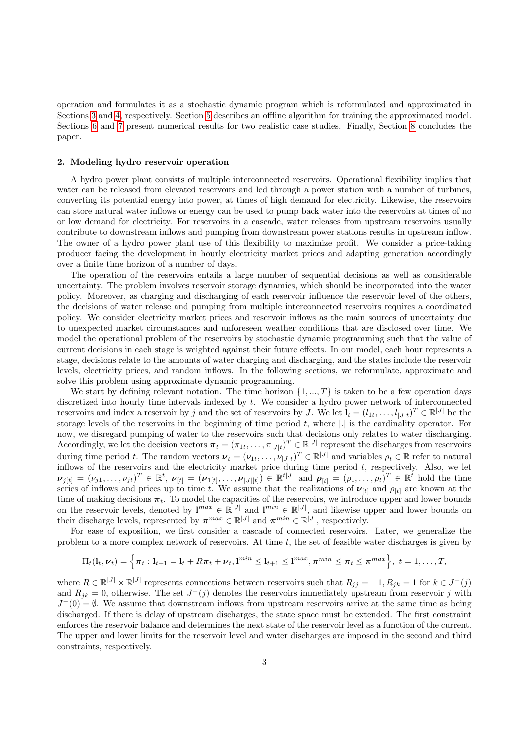operation and formulates it as a stochastic dynamic program which is reformulated and approximated in Sections 3 and 4, respectively. Section 5 describes an offline algorithm for training the approximated model. Sections 6 and 7 present numerical results for two realistic case studies. Finally, Section 8 concludes the paper.

## 2. Modeling hydro reservoir operation

A hydro power plant consists of multiple interconnected reservoirs. Operational flexibility implies that water can be released from elevated reservoirs and led through a power station with a number of turbines, converting its potential energy into power, at times of high demand for electricity. Likewise, the reservoirs can store natural water inflows or energy can be used to pump back water into the reservoirs at times of no or low demand for electricity. For reservoirs in a cascade, water releases from upstream reservoirs usually contribute to downstream inflows and pumping from downstream power stations results in upstream inflow. The owner of a hydro power plant use of this flexibility to maximize profit. We consider a price-taking producer facing the development in hourly electricity market prices and adapting generation accordingly over a finite time horizon of a number of days.

The operation of the reservoirs entails a large number of sequential decisions as well as considerable uncertainty. The problem involves reservoir storage dynamics, which should be incorporated into the water policy. Moreover, as charging and discharging of each reservoir influence the reservoir level of the others, the decisions of water release and pumping from multiple interconnected reservoirs requires a coordinated policy. We consider electricity market prices and reservoir inflows as the main sources of uncertainty due to unexpected market circumstances and unforeseen weather conditions that are disclosed over time. We model the operational problem of the reservoirs by stochastic dynamic programming such that the value of current decisions in each stage is weighted against their future effects. In our model, each hour represents a stage, decisions relate to the amounts of water charging and discharging, and the states include the reservoir levels, electricity prices, and random inflows. In the following sections, we reformulate, approximate and solve this problem using approximate dynamic programming.

We start by defining relevant notation. The time horizon $\{1, ..., T\}$ is taken to be a few operation days discretized into hourly time intervals indexed by $t$. We consider a hydro power network of interconnected reservoirs and index a reservoir by $j$ and the set of reservoirs by $J$. We let $\mathbf{l}_t = (l_{1t}, \ldots, l_{|J|t})^T \in \mathbb{R}^{|J|}$ be the storage levels of the reservoirs in the beginning of time period $t$, where $|.|$ is the cardinality operator. For now, we disregard pumping of water to the reservoirs such that decisions only relates to water discharging. Accordingly, we let the decision vectors $\boldsymbol{\pi}_t = (\pi_{1t}, \ldots, \pi_{|J|t})^T \in \mathbb{R}^{|J|}$ represent the discharges from reservoirs during time period $t$. The random vectors $\boldsymbol{\nu}_t = (\nu_{1t}, \ldots, \nu_{|J|t})^T \in \mathbb{R}^{|J|}$ and variables $\rho_t \in \mathbb{R}$ refer to natural inflows of the reservoirs and the electricity market price during time period $t$, respectively. Also, we let $\boldsymbol{\nu}_{j[t]} = (\nu_{j1}, \ldots, \nu_{jt})^T \in \mathbb{R}^t$, $\boldsymbol{\nu}_{[t]} = (\boldsymbol{\nu}_{1[t]}, \ldots, \boldsymbol{\nu}_{|J|[t]}) \in \mathbb{R}^{t|J|}$ and $\boldsymbol{\rho}_{[t]} = (\rho_1, \ldots, \rho_t)^T \in \mathbb{R}^t$ hold the time series of inflows and prices up to time $t$. We assume that the realizations of $\boldsymbol{\nu}_{[t]}$ and $\rho_{[t]}$ are known at the time of making decisions $\boldsymbol{\pi}_t$. To model the capacities of the reservoirs, we introduce upper and lower bounds on the reservoir levels, denoted by $\mathbf{l}^{max} \in \mathbb{R}^{|J|}$ and $\mathbf{l}^{min} \in \mathbb{R}^{|J|}$, and likewise upper and lower bounds on their discharge levels, represented by $\boldsymbol{\pi}^{max} \in \mathbb{R}^{|J|}$ and $\boldsymbol{\pi}^{min} \in \mathbb{R}^{|J|}$, respectively.

For ease of exposition, we first consider a cascade of connected reservoirs. Later, we generalize the problem to a more complex network of reservoirs. At time $t$, the set of feasible water discharges is given by

$$\Pi_t(\mathbf{l}_t, \boldsymbol{\nu}_t) = \left\{ \boldsymbol{\pi}_t : \mathbf{l}_{t+1} = \mathbf{l}_t + R\boldsymbol{\pi}_t + \boldsymbol{\nu}_t, \mathbf{l}^{min} \leq \mathbf{l}_{t+1} \leq \mathbf{l}^{max}, \boldsymbol{\pi}^{min} \leq \boldsymbol{\pi}_t \leq \boldsymbol{\pi}^{max} \right\}, \; t = 1, \ldots, T,$$

where $R \in \mathbb{R}^{|J|} \times \mathbb{R}^{|J|}$ represents connections between reservoirs such that $R_{jj} = -1, R_{jk} = 1$ for $k \in J^-(j)$ and $R_{jk} = 0$, otherwise. The set $J^-(j)$ denotes the reservoirs immediately upstream from reservoir $j$ with $J^-(0) = \emptyset$. We assume that downstream inflows from upstream reservoirs arrive at the same time as being discharged. If there is delay of upstream discharges, the state space must be extended. The first constraint enforces the reservoir balance and determines the next state of the reservoir level as a function of the current. The upper and lower limits for the reservoir level and water discharges are imposed in the second and third constraints, respectively.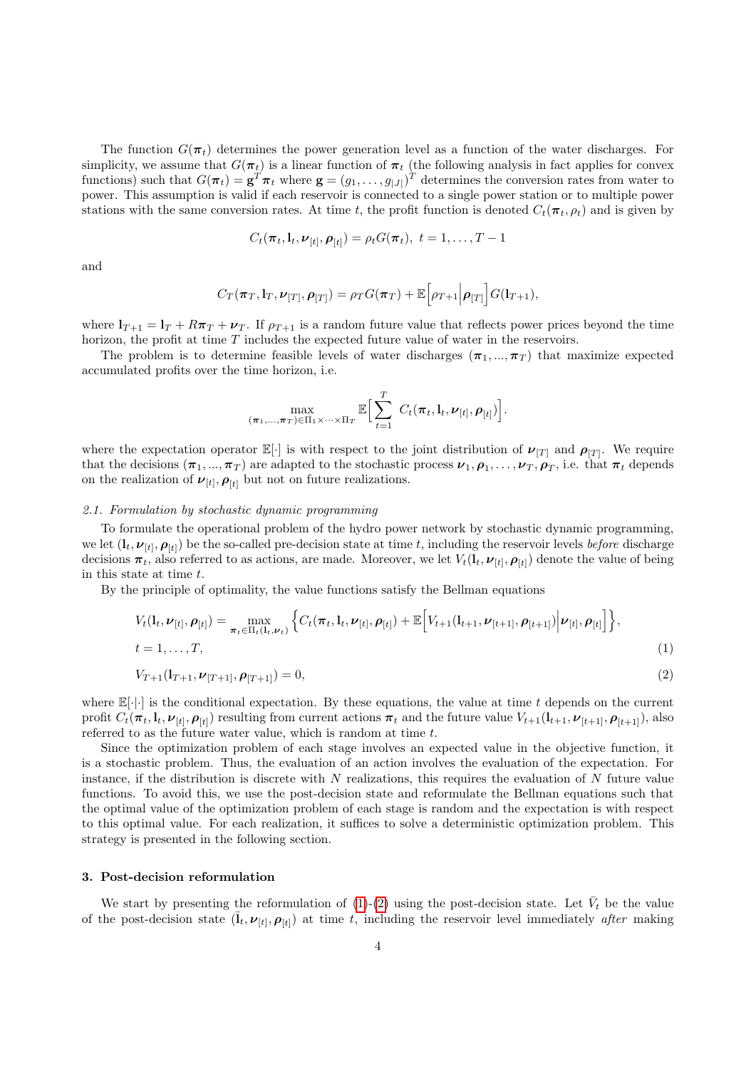The function $G(\boldsymbol{\pi}_t)$ determines the power generation level as a function of the water discharges. For simplicity, we assume that $G(\boldsymbol{\pi}_t)$ is a linear function of $\boldsymbol{\pi}_t$ (the following analysis in fact applies for convex functions) such that $G(\boldsymbol{\pi}_t) = \mathbf{g}^T \boldsymbol{\pi}_t$ where $\mathbf{g} = (g_1, \ldots, g_{|J|})^T$ determines the conversion rates from water to power. This assumption is valid if each reservoir is connected to a single power station or to multiple power stations with the same conversion rates. At time $t$, the profit function is denoted $C_t(\boldsymbol{\pi}_t, \rho_t)$ and is given by

$$C_t(\boldsymbol{\pi}_t, \mathbf{l}_t, \boldsymbol{\nu}_{[t]}, \boldsymbol{\rho}_{[t]}) = \rho_t G(\boldsymbol{\pi}_t),\ t = 1, \ldots, T-1$$

and

$$C_T(\boldsymbol{\pi}_T, \mathbf{l}_T, \boldsymbol{\nu}_{[T]}, \boldsymbol{\rho}_{[T]}) = \rho_T G(\boldsymbol{\pi}_T) + \mathbb{E}\Big[\rho_{T+1}\Big|\boldsymbol{\rho}_{[T]}\Big] G(\mathbf{l}_{T+1}),$$

where $\mathbf{l}_{T+1} = \mathbf{l}_T + R\boldsymbol{\pi}_T + \boldsymbol{\nu}_T$. If $\rho_{T+1}$ is a random future value that reflects power prices beyond the time horizon, the profit at time $T$ includes the expected future value of water in the reservoirs.

The problem is to determine feasible levels of water discharges $(\boldsymbol{\pi}_1, \ldots, \boldsymbol{\pi}_T)$ that maximize expected accumulated profits over the time horizon, i.e.

$$\max_{(\boldsymbol{\pi}_1,\ldots,\boldsymbol{\pi}_T)\in\Pi_1\times\cdots\times\Pi_T} \mathbb{E}\Big[\sum_{t=1}^{T} C_t(\boldsymbol{\pi}_t, \mathbf{l}_t, \boldsymbol{\nu}_{[t]}, \boldsymbol{\rho}_{[t]})\Big].$$

where the expectation operator $\mathbb{E}[\cdot]$ is with respect to the joint distribution of $\boldsymbol{\nu}_{[T]}$ and $\boldsymbol{\rho}_{[T]}$. We require that the decisions $(\boldsymbol{\pi}_1, \ldots, \boldsymbol{\pi}_T)$ are adapted to the stochastic process $\boldsymbol{\nu}_1, \boldsymbol{\rho}_1, \ldots, \boldsymbol{\nu}_T, \boldsymbol{\rho}_T$, i.e. that $\boldsymbol{\pi}_t$ depends on the realization of $\boldsymbol{\nu}_{[t]}, \boldsymbol{\rho}_{[t]}$ but not on future realizations.

### *2.1. Formulation by stochastic dynamic programming*

To formulate the operational problem of the hydro power network by stochastic dynamic programming, we let $(\mathbf{l}_t, \boldsymbol{\nu}_{[t]}, \boldsymbol{\rho}_{[t]})$ be the so-called pre-decision state at time $t$, including the reservoir levels *before* discharge decisions $\boldsymbol{\pi}_t$, also referred to as actions, are made. Moreover, we let $V_t(\mathbf{l}_t, \boldsymbol{\nu}_{[t]}, \boldsymbol{\rho}_{[t]})$ denote the value of being in this state at time $t$.

By the principle of optimality, the value functions satisfy the Bellman equations

$$V_t(\mathbf{l}_t, \boldsymbol{\nu}_{[t]}, \boldsymbol{\rho}_{[t]}) = \max_{\boldsymbol{\pi}_t\in\Pi_t(\mathbf{l}_t,\boldsymbol{\nu}_t)} \Big\{C_t(\boldsymbol{\pi}_t, \mathbf{l}_t, \boldsymbol{\nu}_{[t]}, \boldsymbol{\rho}_{[t]}) + \mathbb{E}\Big[V_{t+1}(\mathbf{l}_{t+1}, \boldsymbol{\nu}_{[t+1]}, \boldsymbol{\rho}_{[t+1]})\Big|\boldsymbol{\nu}_{[t]}, \boldsymbol{\rho}_{[t]}\Big]\Big\},$$
$$t = 1, \ldots, T, \tag{1}$$

$$V_{T+1}(\mathbf{l}_{T+1}, \boldsymbol{\nu}_{[T+1]}, \boldsymbol{\rho}_{[T+1]}) = 0, \tag{2}$$

where $\mathbb{E}[\cdot|\cdot]$ is the conditional expectation. By these equations, the value at time $t$ depends on the current profit $C_t(\boldsymbol{\pi}_t, \mathbf{l}_t, \boldsymbol{\nu}_{[t]}, \boldsymbol{\rho}_{[t]})$ resulting from current actions $\boldsymbol{\pi}_t$ and the future value $V_{t+1}(\mathbf{l}_{t+1}, \boldsymbol{\nu}_{[t+1]}, \boldsymbol{\rho}_{[t+1]})$, also referred to as the future water value, which is random at time $t$.

Since the optimization problem of each stage involves an expected value in the objective function, it is a stochastic problem. Thus, the evaluation of an action involves the evaluation of the expectation. For instance, if the distribution is discrete with $N$ realizations, this requires the evaluation of $N$ future value functions. To avoid this, we use the post-decision state and reformulate the Bellman equations such that the optimal value of the optimization problem of each stage is random and the expectation is with respect to this optimal value. For each realization, it suffices to solve a deterministic optimization problem. This strategy is presented in the following section.

## 3. Post-decision reformulation

We start by presenting the reformulation of (1)-(2) using the post-decision state. Let $\bar{V}_t$ be the value of the post-decision state $(\bar{\mathbf{l}}_t, \boldsymbol{\nu}_{[t]}, \boldsymbol{\rho}_{[t]})$ at time $t$, including the reservoir level immediately *after* making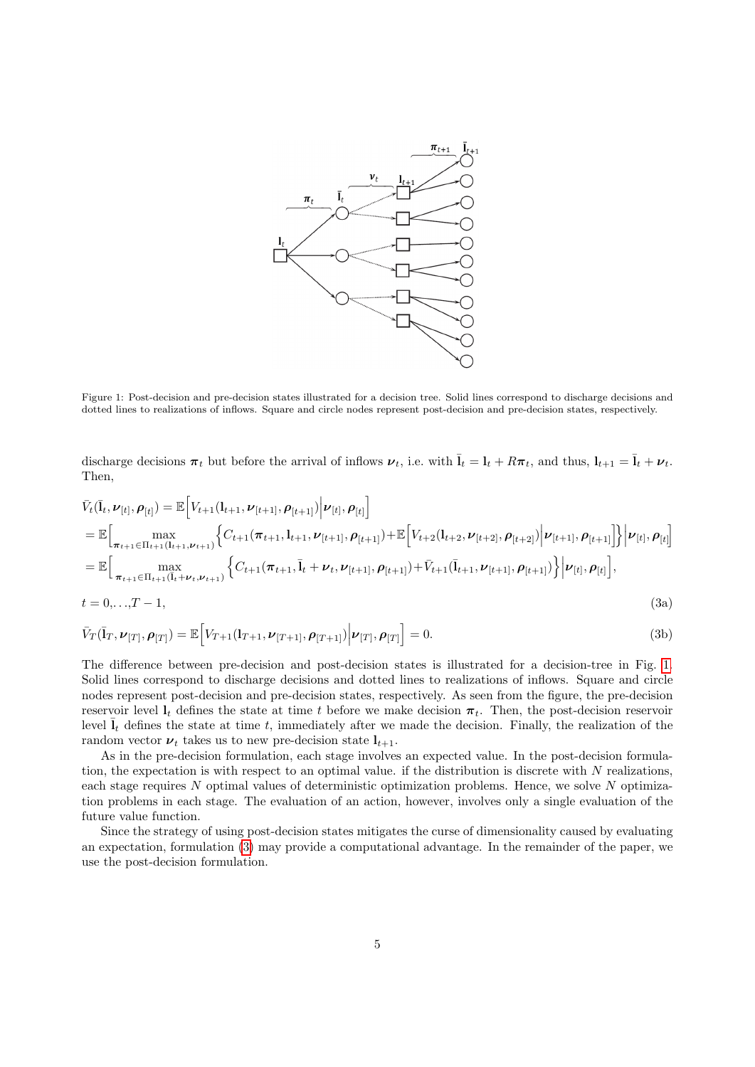Figure 1: Post-decision and pre-decision states illustrated for a decision tree. Solid lines correspond to discharge decisions and dotted lines to realizations of inflows. Square and circle nodes represent post-decision and pre-decision states, respectively.

discharge decisions $\boldsymbol{\pi}_t$ but before the arrival of inflows $\boldsymbol{\nu}_t$, i.e. with $\bar{\mathbf{l}}_t = \mathbf{l}_t + R\boldsymbol{\pi}_t$, and thus, $\mathbf{l}_{t+1} = \bar{\mathbf{l}}_t + \boldsymbol{\nu}_t$. Then,

$$
\begin{aligned}
\bar{V}_t(\bar{\mathbf{l}}_t, \boldsymbol{\nu}_{[t]}, \boldsymbol{\rho}_{[t]}) &= \mathbb{E}\Big[V_{t+1}(\mathbf{l}_{t+1}, \boldsymbol{\nu}_{[t+1]}, \boldsymbol{\rho}_{[t+1]})\Big|\boldsymbol{\nu}_{[t]}, \boldsymbol{\rho}_{[t]}\Big] \\
&= \mathbb{E}\Big[\max_{\boldsymbol{\pi}_{t+1}\in\Pi_{t+1}(\mathbf{l}_{t+1},\boldsymbol{\nu}_{t+1})}\Big\{C_{t+1}(\boldsymbol{\pi}_{t+1}, \mathbf{l}_{t+1}, \boldsymbol{\nu}_{[t+1]}, \boldsymbol{\rho}_{[t+1]}) + \mathbb{E}\Big[V_{t+2}(\mathbf{l}_{t+2}, \boldsymbol{\nu}_{[t+2]}, \boldsymbol{\rho}_{[t+2]})\Big|\boldsymbol{\nu}_{[t+1]}, \boldsymbol{\rho}_{[t+1]}\Big]\Big\}\Big|\boldsymbol{\nu}_{[t]}, \boldsymbol{\rho}_{[t]}\Big] \\
&= \mathbb{E}\Big[\max_{\boldsymbol{\pi}_{t+1}\in\Pi_{t+1}(\bar{\mathbf{l}}_t+\boldsymbol{\nu}_t,\boldsymbol{\nu}_{t+1})}\Big\{C_{t+1}(\boldsymbol{\pi}_{t+1}, \bar{\mathbf{l}}_t + \boldsymbol{\nu}_t, \boldsymbol{\nu}_{[t+1]}, \boldsymbol{\rho}_{[t+1]}) + \bar{V}_{t+1}(\bar{\mathbf{l}}_{t+1}, \boldsymbol{\nu}_{[t+1]}, \boldsymbol{\rho}_{[t+1]})\Big\}\Big|\boldsymbol{\nu}_{[t]}, \boldsymbol{\rho}_{[t]}\Big],
\end{aligned}
$$

$$t = 0,\ldots,T-1, \tag{3a}$$

$$\bar{V}_T(\bar{\mathbf{l}}_T, \boldsymbol{\nu}_{[T]}, \boldsymbol{\rho}_{[T]}) = \mathbb{E}\Big[V_{T+1}(\mathbf{l}_{T+1}, \boldsymbol{\nu}_{[T+1]}, \boldsymbol{\rho}_{[T+1]})\Big|\boldsymbol{\nu}_{[T]}, \boldsymbol{\rho}_{[T]}\Big] = 0. \tag{3b}$$

The difference between pre-decision and post-decision states is illustrated for a decision-tree in Fig. 1. Solid lines correspond to discharge decisions and dotted lines to realizations of inflows. Square and circle nodes represent post-decision and pre-decision states, respectively. As seen from the figure, the pre-decision reservoir level $\mathbf{l}_t$ defines the state at time $t$ before we make decision $\boldsymbol{\pi}_t$. Then, the post-decision reservoir level $\bar{\mathbf{l}}_t$ defines the state at time $t$, immediately after we made the decision. Finally, the realization of the random vector $\boldsymbol{\nu}_t$ takes us to new pre-decision state $\mathbf{l}_{t+1}$.

As in the pre-decision formulation, each stage involves an expected value. In the post-decision formulation, the expectation is with respect to an optimal value. if the distribution is discrete with $N$ realizations, each stage requires $N$ optimal values of deterministic optimization problems. Hence, we solve $N$ optimization problems in each stage. The evaluation of an action, however, involves only a single evaluation of the future value function.

Since the strategy of using post-decision states mitigates the curse of dimensionality caused by evaluating an expectation, formulation (3) may provide a computational advantage. In the remainder of the paper, we use the post-decision formulation.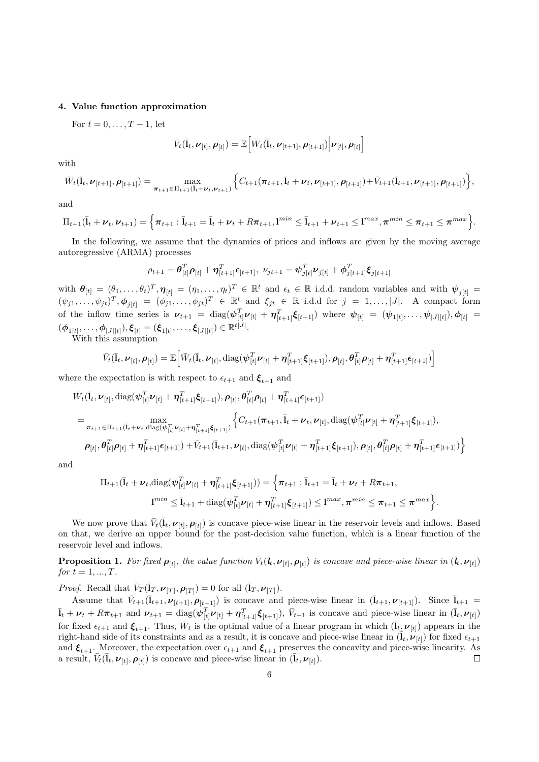### 4. Value function approximation

For $t = 0, \ldots, T-1$, let

$$\bar{V}_t(\bar{\mathbf{l}}_t, \boldsymbol{\nu}_{[t]}, \boldsymbol{\rho}_{[t]}) = \mathbb{E}\Big[\bar{W}_t(\bar{\mathbf{l}}_t, \boldsymbol{\nu}_{[t+1]}, \boldsymbol{\rho}_{[t+1]})\Big| \boldsymbol{\nu}_{[t]}, \boldsymbol{\rho}_{[t]}\Big]$$

with

$$\bar{W}_t(\bar{\mathbf{l}}_t, \boldsymbol{\nu}_{[t+1]}, \boldsymbol{\rho}_{[t+1]}) = \max_{\boldsymbol{\pi}_{t+1} \in \Pi_{t+1}(\bar{\mathbf{l}}_t + \boldsymbol{\nu}_t, \boldsymbol{\nu}_{t+1})} \Big\{ C_{t+1}(\boldsymbol{\pi}_{t+1}, \bar{\mathbf{l}}_t + \boldsymbol{\nu}_t, \boldsymbol{\nu}_{[t+1]}, \boldsymbol{\rho}_{[t+1]}) + \bar{V}_{t+1}(\bar{\mathbf{l}}_{t+1}, \boldsymbol{\nu}_{[t+1]}, \boldsymbol{\rho}_{[t+1]}) \Big\},$$

and

$$\Pi_{t+1}(\bar{\mathbf{l}}_t + \boldsymbol{\nu}_t, \boldsymbol{\nu}_{t+1}) = \Big\{ \boldsymbol{\pi}_{t+1} : \bar{\mathbf{l}}_{t+1} = \bar{\mathbf{l}}_t + \boldsymbol{\nu}_t + R\boldsymbol{\pi}_{t+1}, \mathbf{l}^{min} \leq \bar{\mathbf{l}}_{t+1} + \boldsymbol{\nu}_{t+1} \leq \mathbf{l}^{max}, \boldsymbol{\pi}^{min} \leq \boldsymbol{\pi}_{t+1} \leq \boldsymbol{\pi}^{max} \Big\}.$$

In the following, we assume that the dynamics of prices and inflows are given by the moving average autoregressive (ARMA) processes

$$\rho_{t+1} = \boldsymbol{\theta}_{[t]}^T \boldsymbol{\rho}_{[t]} + \boldsymbol{\eta}_{[t+1]}^T \boldsymbol{\epsilon}_{[t+1]}, \ \nu_{jt+1} = \boldsymbol{\psi}_{j[t]}^T \boldsymbol{\nu}_{j[t]} + \boldsymbol{\phi}_{j[t+1]}^T \boldsymbol{\xi}_{j[t+1]}$$

with $\boldsymbol{\theta}_{[t]} = (\theta_1, \ldots, \theta_t)^T, \boldsymbol{\eta}_{[t]} = (\eta_1, \ldots, \eta_t)^T \in \mathbb{R}^t$ and $\epsilon_t \in \mathbb{R}$ i.d.d. random variables and with $\boldsymbol{\psi}_{j[t]} = (\psi_{j1}, \ldots, \psi_{jt})^T, \boldsymbol{\phi}_{j[t]} = (\phi_{j1}, \ldots, \phi_{jt})^T \in \mathbb{R}^t$ and $\xi_{jt} \in \mathbb{R}$ i.d.d for $j = 1, \ldots, |J|$. A compact form of the inflow time series is $\boldsymbol{\nu}_{t+1} = \text{diag}(\boldsymbol{\psi}_{[t]}^T \boldsymbol{\nu}_{[t]} + \boldsymbol{\eta}_{[t+1]}^T \boldsymbol{\xi}_{[t+1]})$ where $\boldsymbol{\psi}_{[t]} = (\boldsymbol{\psi}_{1[t]}, \ldots, \boldsymbol{\psi}_{|J|[t]}), \boldsymbol{\phi}_{[t]} = (\boldsymbol{\phi}_{1[t]}, \ldots, \boldsymbol{\phi}_{|J|[t]}), \boldsymbol{\xi}_{[t]} = (\boldsymbol{\xi}_{1[t]}, \ldots, \boldsymbol{\xi}_{|J|[t]}) \in \mathbb{R}^{t|J|}$.

With this assumption

$$\bar{V}_t(\bar{\mathbf{l}}_t, \boldsymbol{\nu}_{[t]}, \boldsymbol{\rho}_{[t]}) = \mathbb{E}\Big[\bar{W}_t(\bar{\mathbf{l}}_t, \boldsymbol{\nu}_{[t]}, \text{diag}(\boldsymbol{\psi}_{[t]}^T \boldsymbol{\nu}_{[t]} + \boldsymbol{\eta}_{[t+1]}^T \boldsymbol{\xi}_{[t+1]}), \boldsymbol{\rho}_{[t]}, \boldsymbol{\theta}_{[t]}^T \boldsymbol{\rho}_{[t]} + \boldsymbol{\eta}_{[t+1]}^T \boldsymbol{\epsilon}_{[t+1]})\Big]$$

where the expectation is with respect to $\epsilon_{t+1}$ and $\boldsymbol{\xi}_{t+1}$ and

$$\begin{aligned}
&\bar{W}_t(\bar{\mathbf{l}}_t, \boldsymbol{\nu}_{[t]}, \text{diag}(\boldsymbol{\psi}_{[t]}^T \boldsymbol{\nu}_{[t]} + \boldsymbol{\eta}_{[t+1]}^T \boldsymbol{\xi}_{[t+1]}), \boldsymbol{\rho}_{[t]}, \boldsymbol{\theta}_{[t]}^T \boldsymbol{\rho}_{[t]} + \boldsymbol{\eta}_{[t+1]}^T \boldsymbol{\epsilon}_{[t+1]}) \\
&= \max_{\boldsymbol{\pi}_{t+1} \in \Pi_{t+1}(\bar{\mathbf{l}}_t + \boldsymbol{\nu}_t, \text{diag}(\boldsymbol{\psi}_{[t]}^T \boldsymbol{\nu}_{[t]} + \boldsymbol{\eta}_{[t+1]}^T \boldsymbol{\xi}_{[t+1]}))} \Big\{ C_{t+1}(\boldsymbol{\pi}_{t+1}, \bar{\mathbf{l}}_t + \boldsymbol{\nu}_t, \boldsymbol{\nu}_{[t]}, \text{diag}(\boldsymbol{\psi}_{[t]}^T \boldsymbol{\nu}_{[t]} + \boldsymbol{\eta}_{[t+1]}^T \boldsymbol{\xi}_{[t+1]}), \\
&\boldsymbol{\rho}_{[t]}, \boldsymbol{\theta}_{[t]}^T \boldsymbol{\rho}_{[t]} + \boldsymbol{\eta}_{[t+1]}^T \boldsymbol{\epsilon}_{[t+1]}) + \bar{V}_{t+1}(\bar{\mathbf{l}}_{t+1}, \boldsymbol{\nu}_{[t]}, \text{diag}(\boldsymbol{\psi}_{[t]}^T \boldsymbol{\nu}_{[t]} + \boldsymbol{\eta}_{[t+1]}^T \boldsymbol{\xi}_{[t+1]}), \boldsymbol{\rho}_{[t]}, \boldsymbol{\theta}_{[t]}^T \boldsymbol{\rho}_{[t]} + \boldsymbol{\eta}_{[t+1]}^T \boldsymbol{\epsilon}_{[t+1]}) \Big\}
\end{aligned}$$

and

$$\begin{aligned}
\Pi_{t+1}(\bar{\mathbf{l}}_t + \boldsymbol{\nu}_t, \text{diag}(\boldsymbol{\psi}_{[t]}^T \boldsymbol{\nu}_{[t]} + \boldsymbol{\eta}_{[t+1]}^T \boldsymbol{\xi}_{[t+1]})) = \Big\{ &\boldsymbol{\pi}_{t+1} : \bar{\mathbf{l}}_{t+1} = \bar{\mathbf{l}}_t + \boldsymbol{\nu}_t + R\boldsymbol{\pi}_{t+1}, \\
&\mathbf{l}^{min} \leq \bar{\mathbf{l}}_{t+1} + \text{diag}(\boldsymbol{\psi}_{[t]}^T \boldsymbol{\nu}_{[t]} + \boldsymbol{\eta}_{[t+1]}^T \boldsymbol{\xi}_{[t+1]}) \leq \mathbf{l}^{max}, \boldsymbol{\pi}^{min} \leq \boldsymbol{\pi}_{t+1} \leq \boldsymbol{\pi}^{max} \Big\}.
\end{aligned}$$

We now prove that $\bar{V}_t(\bar{\mathbf{l}}_t, \boldsymbol{\nu}_{[t]}, \boldsymbol{\rho}_{[t]})$ is concave piece-wise linear in the reservoir levels and inflows. Based on that, we derive an upper bound for the post-decision value function, which is a linear function of the reservoir level and inflows.

**Proposition 1.** *For fixed $\boldsymbol{\rho}_{[t]}$, the value function $\bar{V}_t(\bar{\mathbf{l}}_t, \boldsymbol{\nu}_{[t]}, \boldsymbol{\rho}_{[t]})$ is concave and piece-wise linear in $(\bar{\mathbf{l}}_t, \boldsymbol{\nu}_{[t]})$ for $t = 1, ..., T$.*

*Proof.* Recall that $\bar{V}_T(\bar{\mathbf{l}}_T, \boldsymbol{\nu}_{[T]}, \boldsymbol{\rho}_{[T]}) = 0$ for all $(\bar{\mathbf{l}}_T, \boldsymbol{\nu}_{[T]})$.

Assume that $\bar{V}_{t+1}(\bar{\mathbf{l}}_{t+1}, \boldsymbol{\nu}_{[t+1]}, \boldsymbol{\rho}_{[t+1]})$ is concave and piece-wise linear in $(\bar{\mathbf{l}}_{t+1}, \boldsymbol{\nu}_{[t+1]})$. Since $\bar{\mathbf{l}}_{t+1} = \bar{\mathbf{l}}_t + \boldsymbol{\nu}_t + R\boldsymbol{\pi}_{t+1}$ and $\boldsymbol{\nu}_{t+1} = \text{diag}(\boldsymbol{\psi}_{[t]}^T \boldsymbol{\nu}_{[t]} + \boldsymbol{\eta}_{[t+1]}^T \boldsymbol{\xi}_{[t+1]})$, $\bar{V}_{t+1}$ is concave and piece-wise linear in $(\bar{\mathbf{l}}_t, \boldsymbol{\nu}_{[t]})$ for fixed $\epsilon_{t+1}$ and $\boldsymbol{\xi}_{t+1}$. Thus, $\bar{W}_t$ is the optimal value of a linear program in which $(\bar{\mathbf{l}}_t, \boldsymbol{\nu}_{[t]})$ appears in the right-hand side of its constraints and as a result, it is concave and piece-wise linear in $(\bar{\mathbf{l}}_t, \boldsymbol{\nu}_{[t]})$ for fixed $\epsilon_{t+1}$ and $\boldsymbol{\xi}_{t+1}$. Moreover, the expectation over $\epsilon_{t+1}$ and $\boldsymbol{\xi}_{t+1}$ preserves the concavity and piece-wise linearity. As a result, $\bar{V}_t(\bar{\mathbf{l}}_t, \boldsymbol{\nu}_{[t]}, \boldsymbol{\rho}_{[t]})$ is concave and piece-wise linear in $(\bar{\mathbf{l}}_t, \boldsymbol{\nu}_{[t]})$. $\square$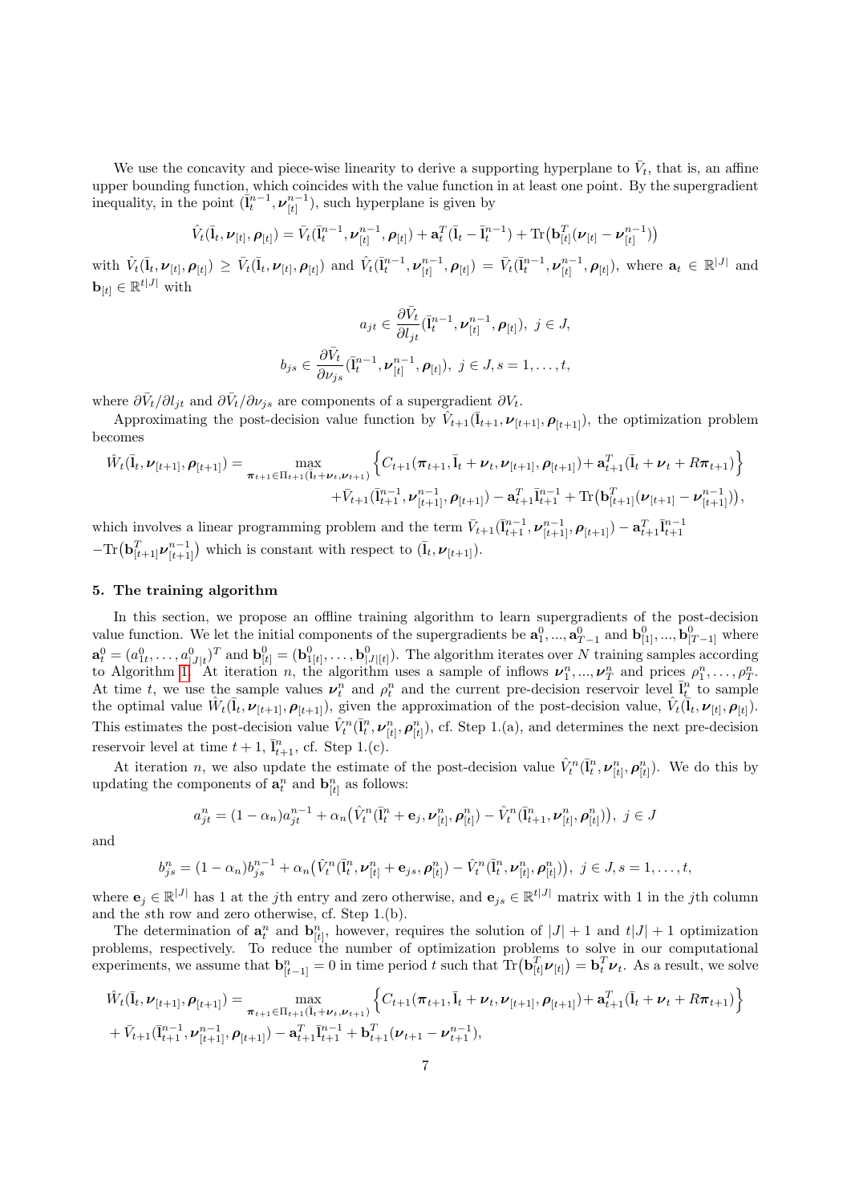We use the concavity and piece-wise linearity to derive a supporting hyperplane to $\bar{V}_t$, that is, an affine upper bounding function, which coincides with the value function in at least one point. By the supergradient inequality, in the point $(\bar{\mathbf{l}}_t^{n-1}, \boldsymbol{\nu}_{[t]}^{n-1})$, such hyperplane is given by

$$\hat{V}_t(\bar{\mathbf{l}}_t, \boldsymbol{\nu}_{[t]}, \boldsymbol{\rho}_{[t]}) = \bar{V}_t(\bar{\mathbf{l}}_t^{n-1}, \boldsymbol{\nu}_{[t]}^{n-1}, \boldsymbol{\rho}_{[t]}) + \mathbf{a}_t^T(\bar{\mathbf{l}}_t - \bar{\mathbf{l}}_t^{n-1}) + \mathrm{Tr}\big(\mathbf{b}_{[t]}^T(\boldsymbol{\nu}_{[t]} - \boldsymbol{\nu}_{[t]}^{n-1})\big)$$

with $\hat{V}_t(\bar{\mathbf{l}}_t, \boldsymbol{\nu}_{[t]}, \boldsymbol{\rho}_{[t]}) \geq \bar{V}_t(\bar{\mathbf{l}}_t, \boldsymbol{\nu}_{[t]}, \boldsymbol{\rho}_{[t]})$ and $\hat{V}_t(\bar{\mathbf{l}}_t^{n-1}, \boldsymbol{\nu}_{[t]}^{n-1}, \boldsymbol{\rho}_{[t]}) = \bar{V}_t(\bar{\mathbf{l}}_t^{n-1}, \boldsymbol{\nu}_{[t]}^{n-1}, \boldsymbol{\rho}_{[t]})$, where $\mathbf{a}_t \in \mathbb{R}^{|J|}$ and $\mathbf{b}_{[t]} \in \mathbb{R}^{t|J|}$ with

$$a_{jt} \in \frac{\partial \bar{V}_t}{\partial l_{jt}}(\bar{\mathbf{l}}_t^{n-1}, \boldsymbol{\nu}_{[t]}^{n-1}, \boldsymbol{\rho}_{[t]}),\ j \in J,$$

$$b_{js} \in \frac{\partial \bar{V}_t}{\partial \nu_{js}}(\bar{\mathbf{l}}_t^{n-1}, \boldsymbol{\nu}_{[t]}^{n-1}, \boldsymbol{\rho}_{[t]}),\ j \in J, s = 1, \ldots, t,$$

where $\partial \bar{V}_t / \partial l_{jt}$ and $\partial \bar{V}_t / \partial \nu_{js}$ are components of a supergradient $\partial V_t$.

Approximating the post-decision value function by $\hat{V}_{t+1}(\bar{\mathbf{l}}_{t+1}, \boldsymbol{\nu}_{[t+1]}, \boldsymbol{\rho}_{[t+1]})$, the optimization problem becomes

$$\begin{aligned}\hat{W}_t(\bar{\mathbf{l}}_t, \boldsymbol{\nu}_{[t+1]}, \boldsymbol{\rho}_{[t+1]}) = \max_{\boldsymbol{\pi}_{t+1} \in \Pi_{t+1}(\bar{\mathbf{l}}_t + \boldsymbol{\nu}_t, \boldsymbol{\nu}_{t+1})} &\Big\{ C_{t+1}(\boldsymbol{\pi}_{t+1}, \bar{\mathbf{l}}_t + \boldsymbol{\nu}_t, \boldsymbol{\nu}_{[t+1]}, \boldsymbol{\rho}_{[t+1]}) + \mathbf{a}_{t+1}^T(\bar{\mathbf{l}}_t + \boldsymbol{\nu}_t + R\boldsymbol{\pi}_{t+1}) \Big\} \\ &+ \bar{V}_{t+1}(\bar{\mathbf{l}}_{t+1}^{n-1}, \boldsymbol{\nu}_{[t+1]}^{n-1}, \boldsymbol{\rho}_{[t+1]}) - \mathbf{a}_{t+1}^T \bar{\mathbf{l}}_{t+1}^{n-1} + \mathrm{Tr}\big(\mathbf{b}_{[t+1]}^T(\boldsymbol{\nu}_{[t+1]} - \boldsymbol{\nu}_{[t+1]}^{n-1})\big),\end{aligned}$$

which involves a linear programming problem and the term $\bar{V}_{t+1}(\bar{\mathbf{l}}_{t+1}^{n-1}, \boldsymbol{\nu}_{[t+1]}^{n-1}, \boldsymbol{\rho}_{[t+1]}) - \mathbf{a}_{t+1}^T \bar{\mathbf{l}}_{t+1}^{n-1}$ $-\mathrm{Tr}\big(\mathbf{b}_{[t+1]}^T \boldsymbol{\nu}_{[t+1]}^{n-1}\big)$ which is constant with respect to $(\bar{\mathbf{l}}_t, \boldsymbol{\nu}_{[t+1]})$.

## 5. The training algorithm

In this section, we propose an offline training algorithm to learn supergradients of the post-decision value function. We let the initial components of the supergradients be $\mathbf{a}_1^0, \ldots, \mathbf{a}_{T-1}^0$ and $\mathbf{b}_{[1]}^0, \ldots, \mathbf{b}_{[T-1]}^0$ where $\mathbf{a}_t^0 = (a_{1t}^0, \ldots, a_{|J|t}^0)^T$ and $\mathbf{b}_{[t]}^0 = (\mathbf{b}_{1[t]}^0, \ldots, \mathbf{b}_{|J|[t]}^0)$. The algorithm iterates over $N$ training samples according to Algorithm 1. At iteration $n$, the algorithm uses a sample of inflows $\boldsymbol{\nu}_1^n, \ldots, \boldsymbol{\nu}_T^n$ and prices $\rho_1^n, \ldots, \rho_T^n$. At time $t$, we use the sample values $\boldsymbol{\nu}_t^n$ and $\rho_t^n$ and the current pre-decision reservoir level $\bar{\mathbf{l}}_t^n$ to sample the optimal value $\hat{W}_t(\bar{\mathbf{l}}_t, \boldsymbol{\nu}_{[t+1]}, \boldsymbol{\rho}_{[t+1]})$, given the approximation of the post-decision value, $\hat{V}_t(\bar{\mathbf{l}}_t, \boldsymbol{\nu}_{[t]}, \boldsymbol{\rho}_{[t]})$. This estimates the post-decision value $\hat{V}_t^n(\bar{\mathbf{l}}_t^n, \boldsymbol{\nu}_{[t]}^n, \boldsymbol{\rho}_{[t]}^n)$, cf. Step 1.(a), and determines the next pre-decision reservoir level at time $t+1$, $\bar{\mathbf{l}}_{t+1}^n$, cf. Step 1.(c).

At iteration $n$, we also update the estimate of the post-decision value $\hat{V}_t^n(\bar{\mathbf{l}}_t^n, \boldsymbol{\nu}_{[t]}^n, \boldsymbol{\rho}_{[t]}^n)$. We do this by updating the components of $\mathbf{a}_t^n$ and $\mathbf{b}_{[t]}^n$ as follows:

$$a_{jt}^n = (1 - \alpha_n) a_{jt}^{n-1} + \alpha_n \big(\hat{V}_t^n(\bar{\mathbf{l}}_t^n + \mathbf{e}_j, \boldsymbol{\nu}_{[t]}^n, \boldsymbol{\rho}_{[t]}^n) - \hat{V}_t^n(\bar{\mathbf{l}}_{t+1}^n, \boldsymbol{\nu}_{[t]}^n, \boldsymbol{\rho}_{[t]}^n)\big),\ j \in J$$

and

$$b_{js}^n = (1 - \alpha_n) b_{js}^{n-1} + \alpha_n \big(\hat{V}_t^n(\bar{\mathbf{l}}_t^n, \boldsymbol{\nu}_{[t]}^n + \mathbf{e}_{js}, \boldsymbol{\rho}_{[t]}^n) - \hat{V}_t^n(\bar{\mathbf{l}}_t^n, \boldsymbol{\nu}_{[t]}^n, \boldsymbol{\rho}_{[t]}^n)\big),\ j \in J, s = 1, \ldots, t,$$

where $\mathbf{e}_j \in \mathbb{R}^{|J|}$ has 1 at the $j$th entry and zero otherwise, and $\mathbf{e}_{js} \in \mathbb{R}^{t|J|}$ matrix with 1 in the $j$th column and the $s$th row and zero otherwise, cf. Step 1.(b).

The determination of $\mathbf{a}_t^n$ and $\mathbf{b}_{[t]}^n$, however, requires the solution of $|J| + 1$ and $t|J| + 1$ optimization problems, respectively. To reduce the number of optimization problems to solve in our computational experiments, we assume that $\mathbf{b}_{[t-1]}^n = 0$ in time period $t$ such that $\mathrm{Tr}\big(\mathbf{b}_{[t]}^T \boldsymbol{\nu}_{[t]}\big) = \mathbf{b}_t^T \boldsymbol{\nu}_t$. As a result, we solve

$$\begin{aligned}\hat{W}_t(\bar{\mathbf{l}}_t, \boldsymbol{\nu}_{[t+1]}, \boldsymbol{\rho}_{[t+1]}) = &\max_{\boldsymbol{\pi}_{t+1} \in \Pi_{t+1}(\bar{\mathbf{l}}_t + \boldsymbol{\nu}_t, \boldsymbol{\nu}_{t+1})} \Big\{ C_{t+1}(\boldsymbol{\pi}_{t+1}, \bar{\mathbf{l}}_t + \boldsymbol{\nu}_t, \boldsymbol{\nu}_{[t+1]}, \boldsymbol{\rho}_{[t+1]}) + \mathbf{a}_{t+1}^T(\bar{\mathbf{l}}_t + \boldsymbol{\nu}_t + R\boldsymbol{\pi}_{t+1}) \Big\} \\ &+ \bar{V}_{t+1}(\bar{\mathbf{l}}_{t+1}^{n-1}, \boldsymbol{\nu}_{[t+1]}^{n-1}, \boldsymbol{\rho}_{[t+1]}) - \mathbf{a}_{t+1}^T \bar{\mathbf{l}}_{t+1}^{n-1} + \mathbf{b}_{t+1}^T(\boldsymbol{\nu}_{t+1} - \boldsymbol{\nu}_{t+1}^{n-1}),\end{aligned}$$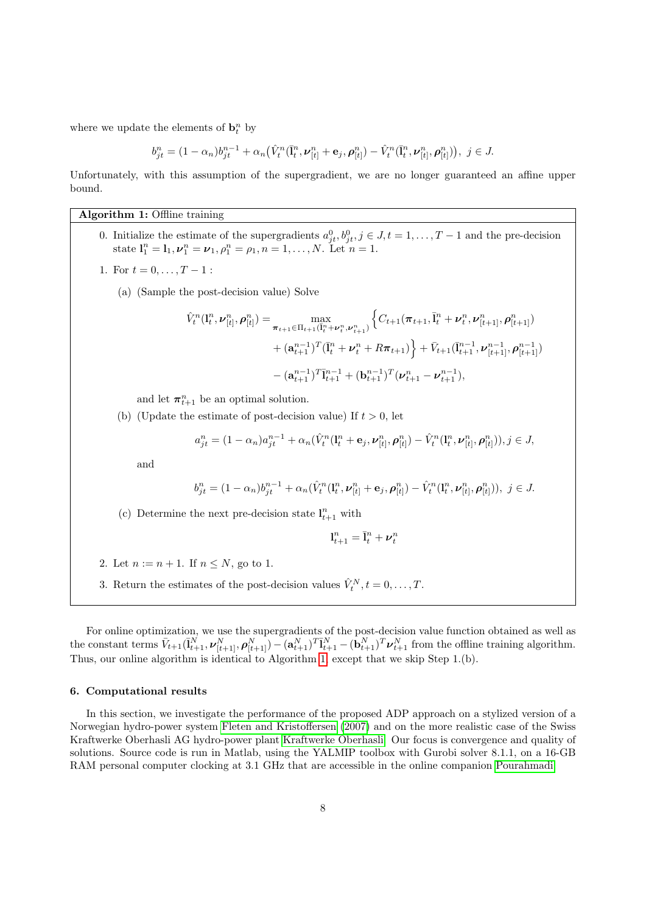where we update the elements of $\mathbf{b}_t^n$ by

$$b_{jt}^n = (1-\alpha_n) b_{jt}^{n-1} + \alpha_n \big( \hat{V}_t^n(\bar{\mathbf{l}}_t^n, \boldsymbol{\nu}_{[t]}^n + \mathbf{e}_j, \boldsymbol{\rho}_{[t]}^n) - \hat{V}_t^n(\bar{\mathbf{l}}_t^n, \boldsymbol{\nu}_{[t]}^n, \boldsymbol{\rho}_{[t]}^n) \big),\ j \in J.$$

Unfortunately, with this assumption of the supergradient, we are no longer guaranteed an affine upper bound.

**Algorithm 1:** Offline training

0. Initialize the estimate of the supergradients $a_{jt}^0, b_{jt}^0, j \in J, t = 1, \dots, T-1$ and the pre-decision state $\mathbf{l}_1^n = \mathbf{l}_1, \boldsymbol{\nu}_1^n = \boldsymbol{\nu}_1, \rho_1^n = \rho_1, n = 1, \dots, N$. Let $n = 1$.

1. For $t = 0, \dots, T-1$ :

   (a) (Sample the post-decision value) Solve

   $$\begin{aligned}\hat{V}_t^n(\mathbf{l}_t^n, \boldsymbol{\nu}_{[t]}^n, \boldsymbol{\rho}_{[t]}^n) = &\max_{\boldsymbol{\pi}_{t+1} \in \Pi_{t+1}(\bar{\mathbf{l}}_t^n + \boldsymbol{\nu}_t^n, \boldsymbol{\nu}_{t+1}^n)} \Big\{ C_{t+1}(\boldsymbol{\pi}_{t+1}, \bar{\mathbf{l}}_t^n + \boldsymbol{\nu}_t^n, \boldsymbol{\nu}_{[t+1]}^n, \boldsymbol{\rho}_{[t+1]}^n) \\ &+ (\mathbf{a}_{t+1}^{n-1})^T (\bar{\mathbf{l}}_t^n + \boldsymbol{\nu}_t^n + R\boldsymbol{\pi}_{t+1}) \Big\} + \bar{V}_{t+1}(\bar{\mathbf{l}}_{t+1}^{n-1}, \boldsymbol{\nu}_{[t+1]}^{n-1}, \boldsymbol{\rho}_{[t+1]}^{n-1}) \\ &- (\mathbf{a}_{t+1}^{n-1})^T \bar{\mathbf{l}}_{t+1}^{n-1} + (\mathbf{b}_{t+1}^{n-1})^T (\boldsymbol{\nu}_{t+1}^n - \boldsymbol{\nu}_{t+1}^{n-1}),\end{aligned}$$

   and let $\boldsymbol{\pi}_{t+1}^n$ be an optimal solution.

   (b) (Update the estimate of post-decision value) If $t > 0$, let

   $$a_{jt}^n = (1-\alpha_n) a_{jt}^{n-1} + \alpha_n (\hat{V}_t^n(\mathbf{l}_t^n + \mathbf{e}_j, \boldsymbol{\nu}_{[t]}^n, \boldsymbol{\rho}_{[t]}^n) - \hat{V}_t^n(\mathbf{l}_t^n, \boldsymbol{\nu}_{[t]}^n, \boldsymbol{\rho}_{[t]}^n)), j \in J,$$

   and

   $$b_{jt}^n = (1-\alpha_n) b_{jt}^{n-1} + \alpha_n (\hat{V}_t^n(\mathbf{l}_t^n, \boldsymbol{\nu}_{[t]}^n + \mathbf{e}_j, \boldsymbol{\rho}_{[t]}^n) - \hat{V}_t^n(\mathbf{l}_t^n, \boldsymbol{\nu}_{[t]}^n, \boldsymbol{\rho}_{[t]}^n)),\ j \in J.$$

   (c) Determine the next pre-decision state $\mathbf{l}_{t+1}^n$ with

   $$\mathbf{l}_{t+1}^n = \bar{\mathbf{l}}_t^n + \boldsymbol{\nu}_t^n$$

2. Let $n := n + 1$. If $n \leq N$, go to 1.

3. Return the estimates of the post-decision values $\hat{V}_t^N, t = 0, \dots, T$.

For online optimization, we use the supergradients of the post-decision value function obtained as well as the constant terms $\bar{V}_{t+1}(\bar{\mathbf{l}}_{t+1}^N, \boldsymbol{\nu}_{[t+1]}^N, \boldsymbol{\rho}_{[t+1]}^N) - (\mathbf{a}_{t+1}^N)^T \bar{\mathbf{l}}_{t+1}^N - (\mathbf{b}_{t+1}^N)^T \boldsymbol{\nu}_{t+1}^N$ from the offline training algorithm. Thus, our online algorithm is identical to Algorithm 1, except that we skip Step 1.(b).

### 6. Computational results

In this section, we investigate the performance of the proposed ADP approach on a stylized version of a Norwegian hydro-power system Fleten and Kristoffersen (2007) and on the more realistic case of the Swiss Kraftwerke Oberhasli AG hydro-power plant Kraftwerke Oberhasli. Our focus is convergence and quality of solutions. Source code is run in Matlab, using the YALMIP toolbox with Gurobi solver 8.1.1, on a 16-GB RAM personal computer clocking at 3.1 GHz that are accessible in the online companion Pourahmadi.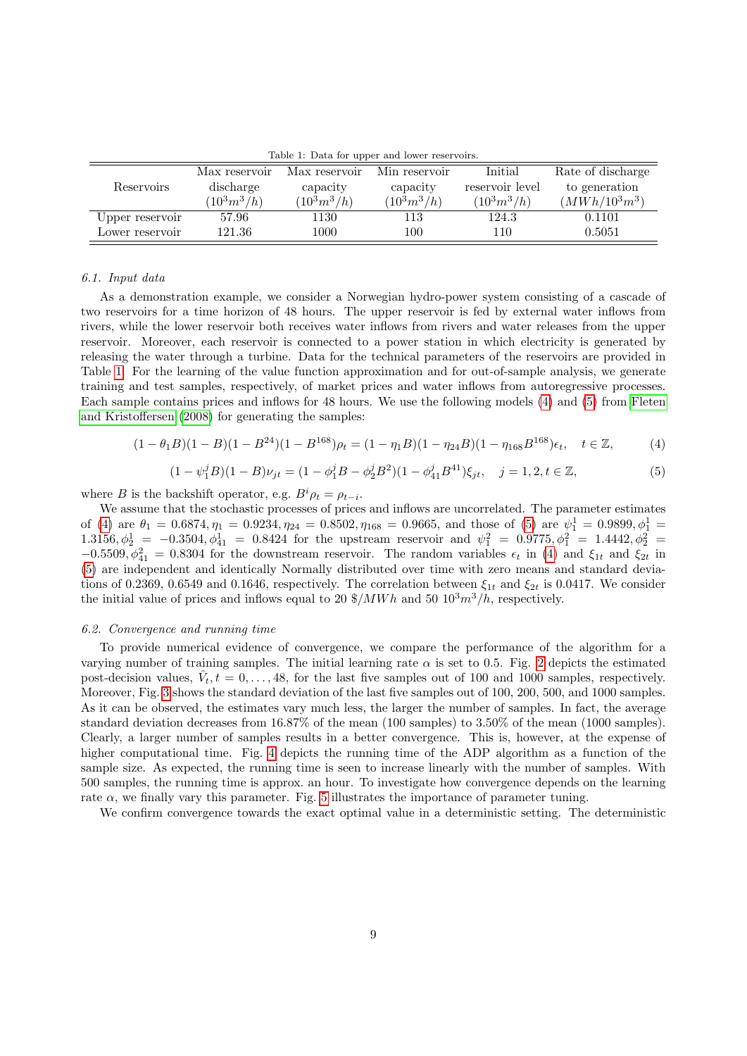Table 1: Data for upper and lower reservoirs.

| Reservoirs | Max reservoir discharge $(10^3m^3/h)$ | Max reservoir capacity $(10^3m^3/h)$ | Min reservoir capacity $(10^3m^3/h)$ | Initial reservoir level $(10^3m^3/h)$ | Rate of discharge to generation $(MWh/10^3m^3)$ |
|---|---|---|---|---|---|
| Upper reservoir | 57.96 | 1130 | 113 | 124.3 | 0.1101 |
| Lower reservoir | 121.36 | 1000 | 100 | 110 | 0.5051 |

### 6.1. Input data

As a demonstration example, we consider a Norwegian hydro-power system consisting of a cascade of two reservoirs for a time horizon of 48 hours. The upper reservoir is fed by external water inflows from rivers, while the lower reservoir both receives water inflows from rivers and water releases from the upper reservoir. Moreover, each reservoir is connected to a power station in which electricity is generated by releasing the water through a turbine. Data for the technical parameters of the reservoirs are provided in Table 1. For the learning of the value function approximation and for out-of-sample analysis, we generate training and test samples, respectively, of market prices and water inflows from autoregressive processes. Each sample contains prices and inflows for 48 hours. We use the following models (4) and (5) from Fleten and Kristoffersen (2008) for generating the samples:

$$(1-\theta_1 B)(1-B)(1-B^{24})(1-B^{168})\rho_t = (1-\eta_1 B)(1-\eta_{24}B)(1-\eta_{168}B^{168})\epsilon_t, \quad t \in \mathbb{Z}, \tag{4}$$

$$(1-\psi_1^j B)(1-B)\nu_{jt} = (1-\phi_1^j B - \phi_2^j B^2)(1-\phi_{41}^j B^{41})\xi_{jt}, \quad j = 1,2, t \in \mathbb{Z}, \tag{5}$$

where $B$ is the backshift operator, e.g. $B^i\rho_t = \rho_{t-i}$.

We assume that the stochastic processes of prices and inflows are uncorrelated. The parameter estimates of (4) are $\theta_1 = 0.6874, \eta_1 = 0.9234, \eta_{24} = 0.8502, \eta_{168} = 0.9665$, and those of (5) are $\psi_1^1 = 0.9899, \phi_1^1 = 1.3156, \phi_2^1 = -0.3504, \phi_{41}^1 = 0.8424$ for the upstream reservoir and $\psi_1^2 = 0.9775, \phi_1^2 = 1.4442, \phi_2^2 = -0.5509, \phi_{41}^2 = 0.8304$ for the downstream reservoir. The random variables $\epsilon_t$ in (4) and $\xi_{1t}$ and $\xi_{2t}$ in (5) are independent and identically Normally distributed over time with zero means and standard deviations of 0.2369, 0.6549 and 0.1646, respectively. The correlation between $\xi_{1t}$ and $\xi_{2t}$ is 0.0417. We consider the initial value of prices and inflows equal to 20 $\$/MWh$ and 50 $10^3m^3/h$, respectively.

### 6.2. Convergence and running time

To provide numerical evidence of convergence, we compare the performance of the algorithm for a varying number of training samples. The initial learning rate $\alpha$ is set to 0.5. Fig. 2 depicts the estimated post-decision values, $\hat{V}_t, t = 0, \ldots, 48$, for the last five samples out of 100 and 1000 samples, respectively. Moreover, Fig. 3 shows the standard deviation of the last five samples out of 100, 200, 500, and 1000 samples. As it can be observed, the estimates vary much less, the larger the number of samples. In fact, the average standard deviation decreases from 16.87% of the mean (100 samples) to 3.50% of the mean (1000 samples). Clearly, a larger number of samples results in a better convergence. This is, however, at the expense of higher computational time. Fig. 4 depicts the running time of the ADP algorithm as a function of the sample size. As expected, the running time is seen to increase linearly with the number of samples. With 500 samples, the running time is approx. an hour. To investigate how convergence depends on the learning rate $\alpha$, we finally vary this parameter. Fig. 5 illustrates the importance of parameter tuning.

We confirm convergence towards the exact optimal value in a deterministic setting. The deterministic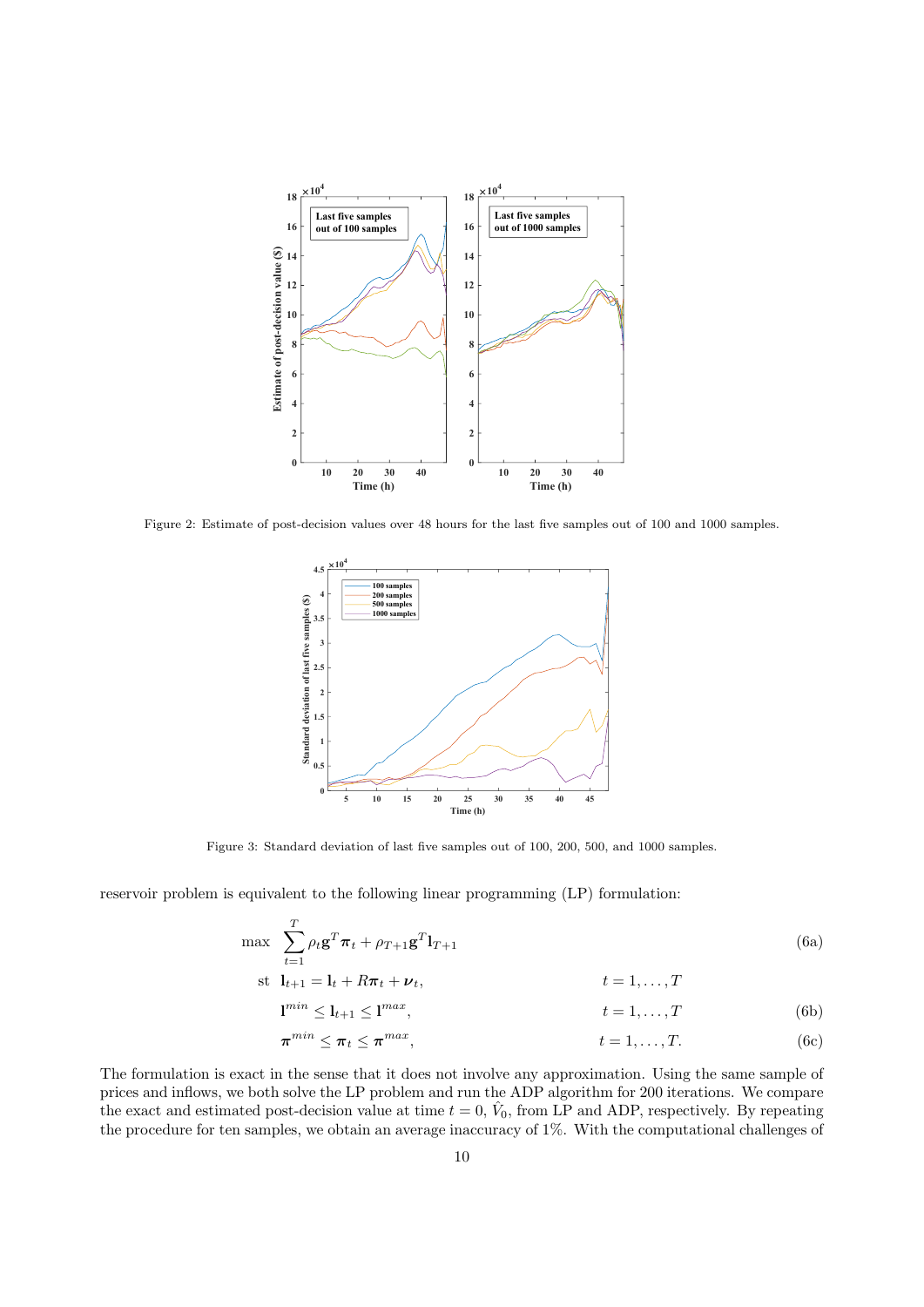Figure 2: Estimate of post-decision values over 48 hours for the last five samples out of 100 and 1000 samples.

Figure 3: Standard deviation of last five samples out of 100, 200, 500, and 1000 samples.

reservoir problem is equivalent to the following linear programming (LP) formulation:

$$\max \quad \sum_{t=1}^{T} \rho_t \mathbf{g}^T \boldsymbol{\pi}_t + \rho_{T+1} \mathbf{g}^T \mathbf{l}_{T+1} \tag{6a}$$

$$\text{st} \quad \mathbf{l}_{t+1} = \mathbf{l}_t + R\boldsymbol{\pi}_t + \boldsymbol{\nu}_t, \qquad t = 1, \ldots, T$$

$$\mathbf{l}^{min} \leq \mathbf{l}_{t+1} \leq \mathbf{l}^{max}, \qquad t = 1, \ldots, T \tag{6b}$$

$$\boldsymbol{\pi}^{min} \leq \boldsymbol{\pi}_t \leq \boldsymbol{\pi}^{max}, \qquad t = 1, \ldots, T. \tag{6c}$$

The formulation is exact in the sense that it does not involve any approximation. Using the same sample of prices and inflows, we both solve the LP problem and run the ADP algorithm for 200 iterations. We compare the exact and estimated post-decision value at time $t = 0$, $\hat{V}_0$, from LP and ADP, respectively. By repeating the procedure for ten samples, we obtain an average inaccuracy of 1%. With the computational challenges of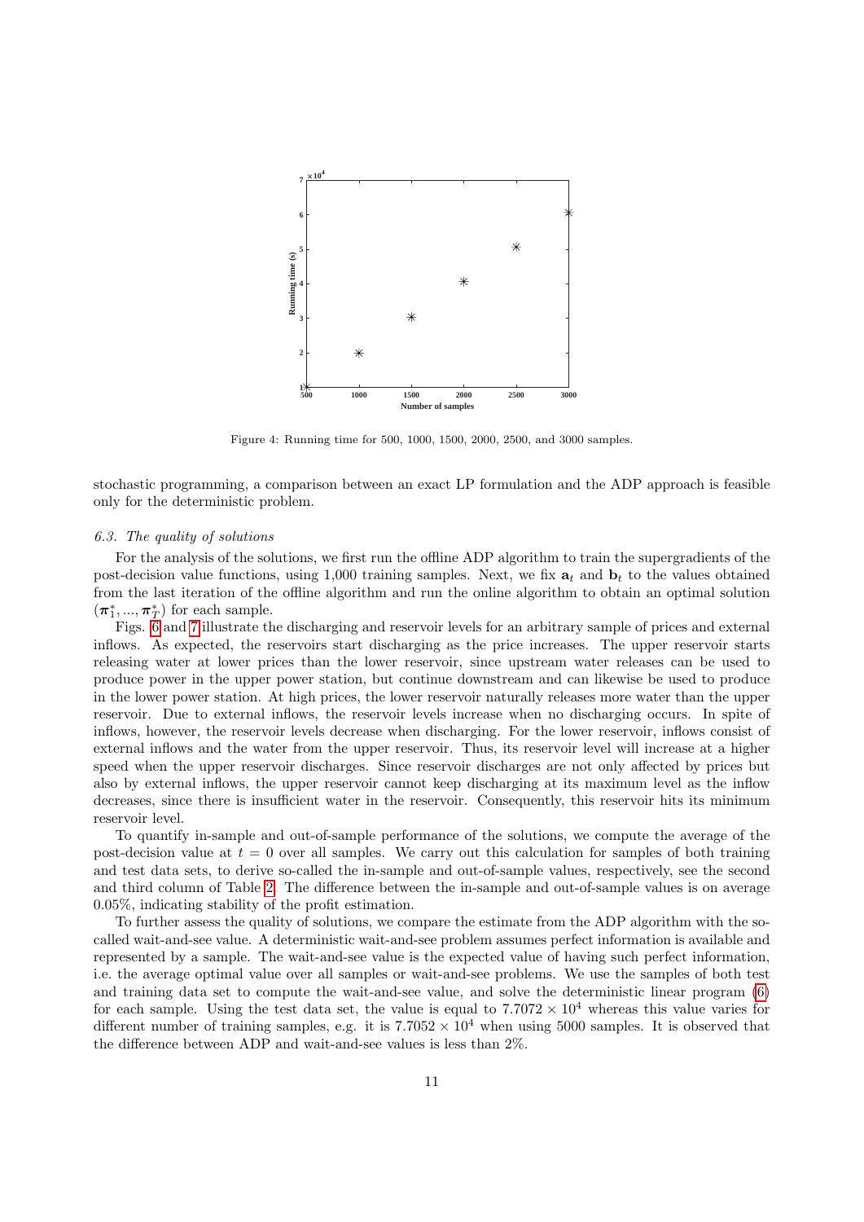Figure 4: Running time for 500, 1000, 1500, 2000, 2500, and 3000 samples.

stochastic programming, a comparison between an exact LP formulation and the ADP approach is feasible only for the deterministic problem.

### 6.3. The quality of solutions

For the analysis of the solutions, we first run the offline ADP algorithm to train the supergradients of the post-decision value functions, using 1,000 training samples. Next, we fix $\mathbf{a}_t$ and $\mathbf{b}_t$ to the values obtained from the last iteration of the offline algorithm and run the online algorithm to obtain an optimal solution $(\boldsymbol{\pi}_1^*, ..., \boldsymbol{\pi}_T^*)$ for each sample.

Figs. 6 and 7 illustrate the discharging and reservoir levels for an arbitrary sample of prices and external inflows. As expected, the reservoirs start discharging as the price increases. The upper reservoir starts releasing water at lower prices than the lower reservoir, since upstream water releases can be used to produce power in the upper power station, but continue downstream and can likewise be used to produce in the lower power station. At high prices, the lower reservoir naturally releases more water than the upper reservoir. Due to external inflows, the reservoir levels increase when no discharging occurs. In spite of inflows, however, the reservoir levels decrease when discharging. For the lower reservoir, inflows consist of external inflows and the water from the upper reservoir. Thus, its reservoir level will increase at a higher speed when the upper reservoir discharges. Since reservoir discharges are not only affected by prices but also by external inflows, the upper reservoir cannot keep discharging at its maximum level as the inflow decreases, since there is insufficient water in the reservoir. Consequently, this reservoir hits its minimum reservoir level.

To quantify in-sample and out-of-sample performance of the solutions, we compute the average of the post-decision value at $t = 0$ over all samples. We carry out this calculation for samples of both training and test data sets, to derive so-called the in-sample and out-of-sample values, respectively, see the second and third column of Table 2. The difference between the in-sample and out-of-sample values is on average 0.05%, indicating stability of the profit estimation.

To further assess the quality of solutions, we compare the estimate from the ADP algorithm with the so-called wait-and-see value. A deterministic wait-and-see problem assumes perfect information is available and represented by a sample. The wait-and-see value is the expected value of having such perfect information, i.e. the average optimal value over all samples or wait-and-see problems. We use the samples of both test and training data set to compute the wait-and-see value, and solve the deterministic linear program (6) for each sample. Using the test data set, the value is equal to $7.7072 \times 10^4$ whereas this value varies for different number of training samples, e.g. it is $7.7052 \times 10^4$ when using 5000 samples. It is observed that the difference between ADP and wait-and-see values is less than 2%.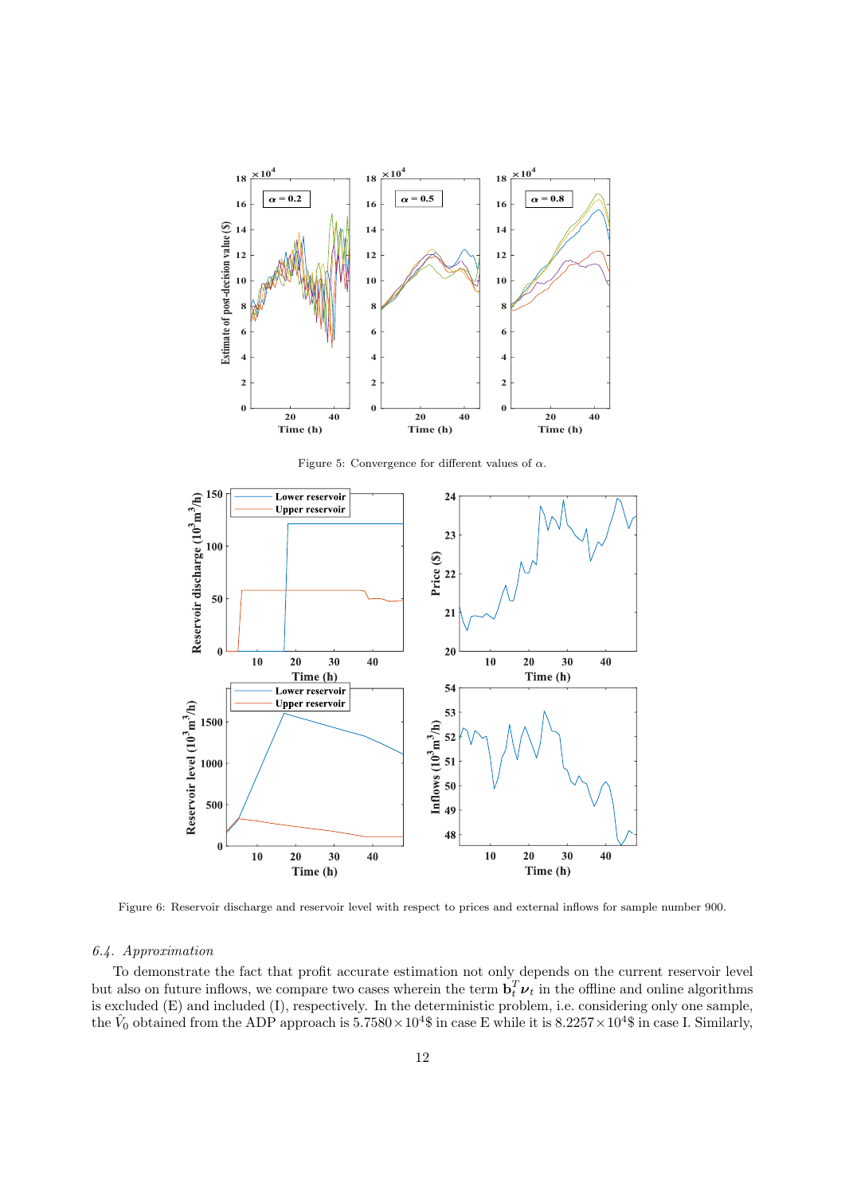Figure 5: Convergence for different values of $\alpha$.

Figure 6: Reservoir discharge and reservoir level with respect to prices and external inflows for sample number 900.

### 6.4. Approximation

To demonstrate the fact that profit accurate estimation not only depends on the current reservoir level but also on future inflows, we compare two cases wherein the term $\mathbf{b}_t^T \boldsymbol{\nu}_t$ in the offline and online algorithms is excluded (E) and included (I), respectively. In the deterministic problem, i.e. considering only one sample, the $\hat{V}_0$ obtained from the ADP approach is $5.7580 \times 10^4$\$ in case E while it is $8.2257 \times 10^4$\$ in case I. Similarly,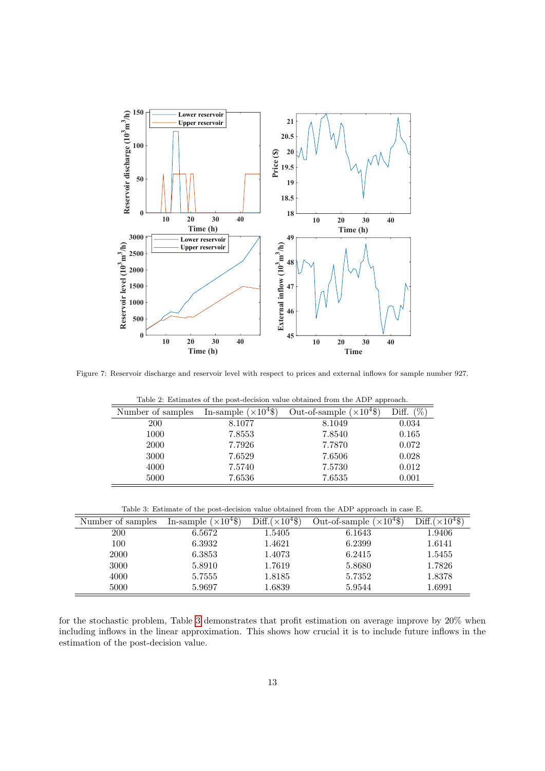Figure 7: Reservoir discharge and reservoir level with respect to prices and external inflows for sample number 927.

Table 2: Estimates of the post-decision value obtained from the ADP approach.

| Number of samples | In-sample ($\times 10^4$\$) | Out-of-sample ($\times 10^4$\$) | Diff. (%) |
|---|---|---|---|
| 200 | 8.1077 | 8.1049 | 0.034 |
| 1000 | 7.8553 | 7.8540 | 0.165 |
| 2000 | 7.7926 | 7.7870 | 0.072 |
| 3000 | 7.6529 | 7.6506 | 0.028 |
| 4000 | 7.5740 | 7.5730 | 0.012 |
| 5000 | 7.6536 | 7.6535 | 0.001 |

Table 3: Estimate of the post-decision value obtained from the ADP approach in case E.

| Number of samples | In-sample ($\times 10^4$\$) | Diff.($\times 10^4$\$) | Out-of-sample ($\times 10^4$\$) | Diff.($\times 10^4$\$) |
|---|---|---|---|---|
| 200 | 6.5672 | 1.5405 | 6.1643 | 1.9406 |
| 100 | 6.3932 | 1.4621 | 6.2399 | 1.6141 |
| 2000 | 6.3853 | 1.4073 | 6.2415 | 1.5455 |
| 3000 | 5.8910 | 1.7619 | 5.8680 | 1.7826 |
| 4000 | 5.7555 | 1.8185 | 5.7352 | 1.8378 |
| 5000 | 5.9697 | 1.6839 | 5.9544 | 1.6991 |

for the stochastic problem, Table 3 demonstrates that profit estimation on average improve by 20% when including inflows in the linear approximation. This shows how crucial it is to include future inflows in the estimation of the post-decision value.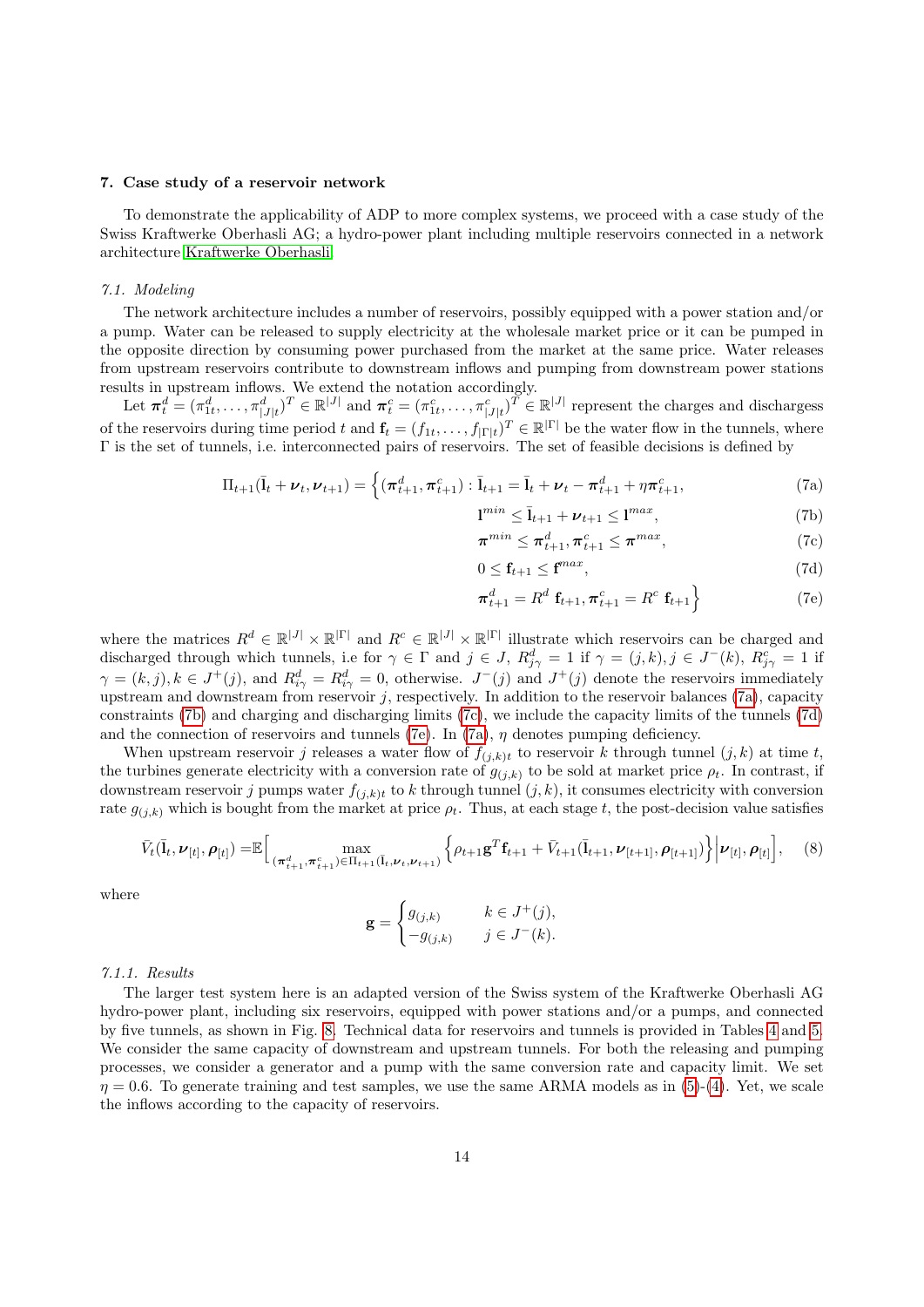## 7. Case study of a reservoir network

To demonstrate the applicability of ADP to more complex systems, we proceed with a case study of the Swiss Kraftwerke Oberhasli AG; a hydro-power plant including multiple reservoirs connected in a network architecture Kraftwerke Oberhasli.

### 7.1. Modeling

The network architecture includes a number of reservoirs, possibly equipped with a power station and/or a pump. Water can be released to supply electricity at the wholesale market price or it can be pumped in the opposite direction by consuming power purchased from the market at the same price. Water releases from upstream reservoirs contribute to downstream inflows and pumping from downstream power stations results in upstream inflows. We extend the notation accordingly.

Let $\boldsymbol{\pi}_t^d = (\pi_{1t}^d, \ldots, \pi_{|J|t}^d)^T \in \mathbb{R}^{|J|}$ and $\boldsymbol{\pi}_t^c = (\pi_{1t}^c, \ldots, \pi_{|J|t}^c)^T \in \mathbb{R}^{|J|}$ represent the charges and dischargess of the reservoirs during time period $t$ and $\mathbf{f}_t = (f_{1t}, \ldots, f_{|\Gamma|t})^T \in \mathbb{R}^{|\Gamma|}$ be the water flow in the tunnels, where $\Gamma$ is the set of tunnels, i.e. interconnected pairs of reservoirs. The set of feasible decisions is defined by

$$
\begin{aligned}
\Pi_{t+1}(\bar{\mathbf{l}}_t + \boldsymbol{\nu}_t, \boldsymbol{\nu}_{t+1}) = \Big\{ (\boldsymbol{\pi}_{t+1}^d, \boldsymbol{\pi}_{t+1}^c) : \; & \bar{\mathbf{l}}_{t+1} = \bar{\mathbf{l}}_t + \boldsymbol{\nu}_t - \boldsymbol{\pi}_{t+1}^d + \eta \boldsymbol{\pi}_{t+1}^c, && \text{(7a)} \\
& \mathbf{l}^{min} \leq \bar{\mathbf{l}}_{t+1} + \boldsymbol{\nu}_{t+1} \leq \mathbf{l}^{max}, && \text{(7b)} \\
& \boldsymbol{\pi}^{min} \leq \boldsymbol{\pi}_{t+1}^d, \boldsymbol{\pi}_{t+1}^c \leq \boldsymbol{\pi}^{max}, && \text{(7c)} \\
& 0 \leq \mathbf{f}_{t+1} \leq \mathbf{f}^{max}, && \text{(7d)} \\
& \boldsymbol{\pi}_{t+1}^d = R^d \, \mathbf{f}_{t+1}, \boldsymbol{\pi}_{t+1}^c = R^c \, \mathbf{f}_{t+1} \Big\} && \text{(7e)}
\end{aligned}
$$

where the matrices $R^d \in \mathbb{R}^{|J|} \times \mathbb{R}^{|\Gamma|}$ and $R^c \in \mathbb{R}^{|J|} \times \mathbb{R}^{|\Gamma|}$ illustrate which reservoirs can be charged and discharged through which tunnels, i.e for $\gamma \in \Gamma$ and $j \in J$, $R_{j\gamma}^d = 1$ if $\gamma = (j,k), j \in J^-(k)$, $R_{j\gamma}^c = 1$ if $\gamma = (k,j), k \in J^+(j)$, and $R_{i\gamma}^d = R_{i\gamma}^d = 0$, otherwise. $J^-(j)$ and $J^+(j)$ denote the reservoirs immediately upstream and downstream from reservoir $j$, respectively. In addition to the reservoir balances (7a), capacity constraints (7b) and charging and discharging limits (7c), we include the capacity limits of the tunnels (7d) and the connection of reservoirs and tunnels (7e). In (7a), $\eta$ denotes pumping deficiency.

When upstream reservoir $j$ releases a water flow of $f_{(j,k)t}$ to reservoir $k$ through tunnel $(j,k)$ at time $t$, the turbines generate electricity with a conversion rate of $g_{(j,k)}$ to be sold at market price $\rho_t$. In contrast, if downstream reservoir $j$ pumps water $f_{(j,k)t}$ to $k$ through tunnel $(j,k)$, it consumes electricity with conversion rate $g_{(j,k)}$ which is bought from the market at price $\rho_t$. Thus, at each stage $t$, the post-decision value satisfies

$$
\bar{V}_t(\bar{\mathbf{l}}_t, \boldsymbol{\nu}_{[t]}, \boldsymbol{\rho}_{[t]}) = \mathbb{E}\Big[ \max_{(\boldsymbol{\pi}_{t+1}^d, \boldsymbol{\pi}_{t+1}^c) \in \Pi_{t+1}(\bar{\mathbf{l}}_t, \boldsymbol{\nu}_t, \boldsymbol{\nu}_{t+1})} \Big\{ \rho_{t+1} \mathbf{g}^T \mathbf{f}_{t+1} + \bar{V}_{t+1}(\bar{\mathbf{l}}_{t+1}, \boldsymbol{\nu}_{[t+1]}, \boldsymbol{\rho}_{[t+1]}) \Big\} \Big| \boldsymbol{\nu}_{[t]}, \boldsymbol{\rho}_{[t]} \Big], \quad (8)
$$

where

$$
\mathbf{g} = \begin{cases} g_{(j,k)} & k \in J^+(j), \\ -g_{(j,k)} & j \in J^-(k). \end{cases}
$$

#### 7.1.1. Results

The larger test system here is an adapted version of the Swiss system of the Kraftwerke Oberhasli AG hydro-power plant, including six reservoirs, equipped with power stations and/or a pumps, and connected by five tunnels, as shown in Fig. 8. Technical data for reservoirs and tunnels is provided in Tables 4 and 5. We consider the same capacity of downstream and upstream tunnels. For both the releasing and pumping processes, we consider a generator and a pump with the same conversion rate and capacity limit. We set $\eta = 0.6$. To generate training and test samples, we use the same ARMA models as in (5)-(4). Yet, we scale the inflows according to the capacity of reservoirs.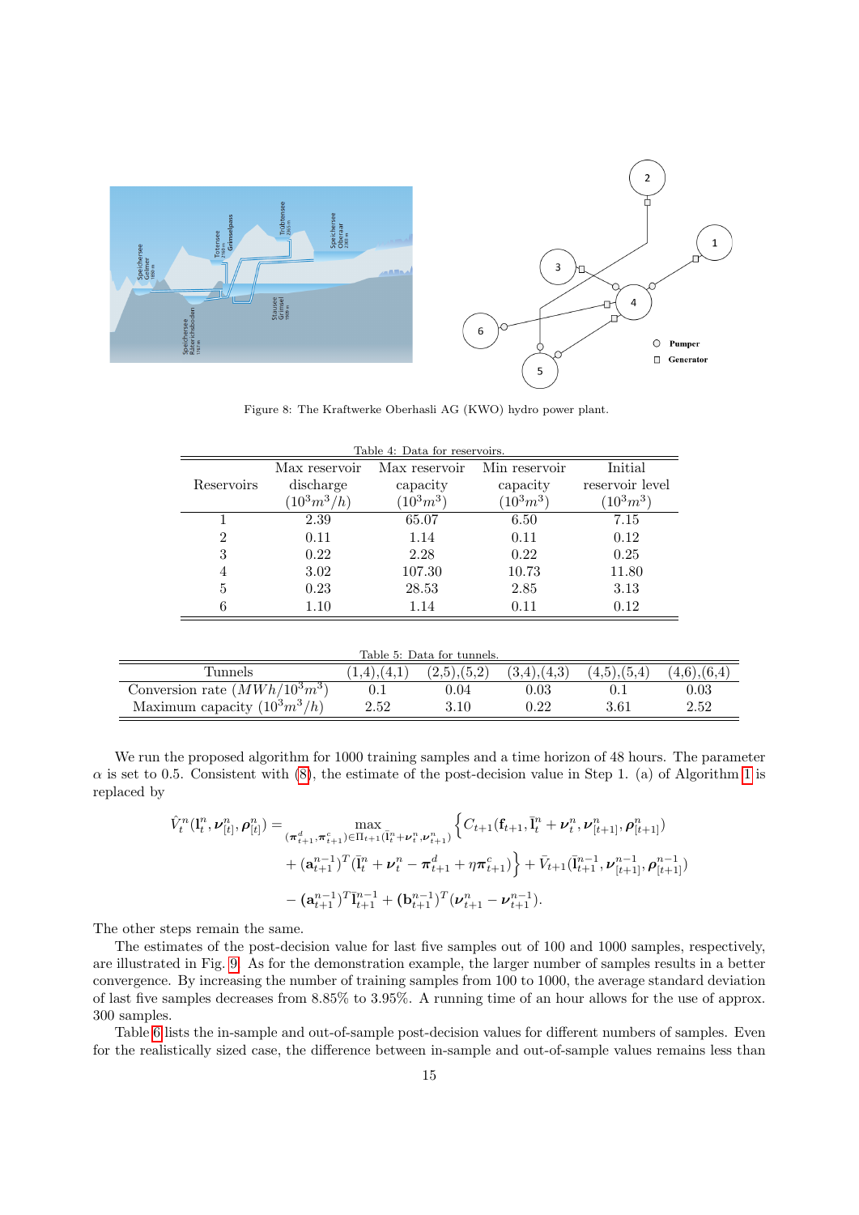Figure 8: The Kraftwerke Oberhasli AG (KWO) hydro power plant.

Table 4: Data for reservoirs.

| Reservoirs | Max reservoir discharge ($10^3 m^3/h$) | Max reservoir capacity ($10^3 m^3$) | Min reservoir capacity ($10^3 m^3$) | Initial reservoir level ($10^3 m^3$) |
|---|---|---|---|---|
| 1 | 2.39 | 65.07 | 6.50 | 7.15 |
| 2 | 0.11 | 1.14 | 0.11 | 0.12 |
| 3 | 0.22 | 2.28 | 0.22 | 0.25 |
| 4 | 3.02 | 107.30 | 10.73 | 11.80 |
| 5 | 0.23 | 28.53 | 2.85 | 3.13 |
| 6 | 1.10 | 1.14 | 0.11 | 0.12 |

Table 5: Data for tunnels.

| Tunnels | (1,4),(4,1) | (2,5),(5,2) | (3,4),(4,3) | (4,5),(5,4) | (4,6),(6,4) |
|---|---|---|---|---|---|
| Conversion rate ($MWh/10^3 m^3$) | 0.1 | 0.04 | 0.03 | 0.1 | 0.03 |
| Maximum capacity ($10^3 m^3/h$) | 2.52 | 3.10 | 0.22 | 3.61 | 2.52 |

We run the proposed algorithm for 1000 training samples and a time horizon of 48 hours. The parameter $\alpha$ is set to 0.5. Consistent with (8), the estimate of the post-decision value in Step 1. (a) of Algorithm 1 is replaced by

$$
\begin{aligned}
\hat{V}_t^n(\mathbf{l}_t^n, \boldsymbol{\nu}_{[t]}^n, \boldsymbol{\rho}_{[t]}^n) = \max_{(\boldsymbol{\pi}_{t+1}^d, \boldsymbol{\pi}_{t+1}^c) \in \Pi_{t+1}(\bar{\mathbf{l}}_t^n + \boldsymbol{\nu}_t^n, \boldsymbol{\nu}_{t+1}^n)} & \Big\{ C_{t+1}(\mathbf{f}_{t+1}, \bar{\mathbf{l}}_t^n + \boldsymbol{\nu}_t^n, \boldsymbol{\nu}_{[t+1]}^n, \boldsymbol{\rho}_{[t+1]}^n) \\
& + (\mathbf{a}_{t+1}^{n-1})^T (\bar{\mathbf{l}}_t^n + \boldsymbol{\nu}_t^n - \boldsymbol{\pi}_{t+1}^d + \eta \boldsymbol{\pi}_{t+1}^c) \Big\} + \bar{V}_{t+1}(\bar{\mathbf{l}}_{t+1}^{n-1}, \boldsymbol{\nu}_{[t+1]}^{n-1}, \boldsymbol{\rho}_{[t+1]}^{n-1}) \\
& - (\mathbf{a}_{t+1}^{n-1})^T \bar{\mathbf{l}}_{t+1}^{n-1} + (\mathbf{b}_{t+1}^{n-1})^T (\boldsymbol{\nu}_{t+1}^n - \boldsymbol{\nu}_{t+1}^{n-1}).
\end{aligned}
$$

The other steps remain the same.

The estimates of the post-decision value for last five samples out of 100 and 1000 samples, respectively, are illustrated in Fig. 9. As for the demonstration example, the larger number of samples results in a better convergence. By increasing the number of training samples from 100 to 1000, the average standard deviation of last five samples decreases from 8.85% to 3.95%. A running time of an hour allows for the use of approx. 300 samples.

Table 6 lists the in-sample and out-of-sample post-decision values for different numbers of samples. Even for the realistically sized case, the difference between in-sample and out-of-sample values remains less than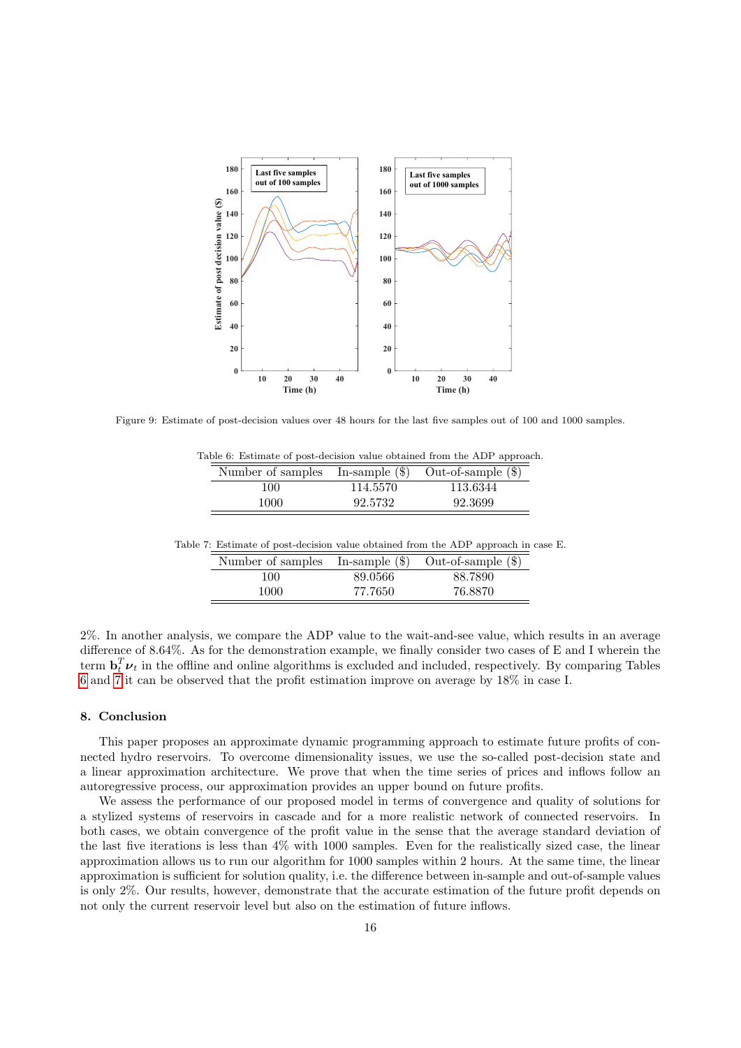Figure 9: Estimate of post-decision values over 48 hours for the last five samples out of 100 and 1000 samples.

Table 6: Estimate of post-decision value obtained from the ADP approach.

| Number of samples | In-sample ($) | Out-of-sample ($) |
| --- | --- | --- |
| 100 | 114.5570 | 113.6344 |
| 1000 | 92.5732 | 92.3699 |

Table 7: Estimate of post-decision value obtained from the ADP approach in case E.

| Number of samples | In-sample ($) | Out-of-sample ($) |
| --- | --- | --- |
| 100 | 89.0566 | 88.7890 |
| 1000 | 77.7650 | 76.8870 |

2%. In another analysis, we compare the ADP value to the wait-and-see value, which results in an average difference of 8.64%. As for the demonstration example, we finally consider two cases of E and I wherein the term $\mathbf{b}_t^T \boldsymbol{\nu}_t$ in the offline and online algorithms is excluded and included, respectively. By comparing Tables 6 and 7 it can be observed that the profit estimation improve on average by 18% in case I.

## 8. Conclusion

This paper proposes an approximate dynamic programming approach to estimate future profits of connected hydro reservoirs. To overcome dimensionality issues, we use the so-called post-decision state and a linear approximation architecture. We prove that when the time series of prices and inflows follow an autoregressive process, our approximation provides an upper bound on future profits.

We assess the performance of our proposed model in terms of convergence and quality of solutions for a stylized systems of reservoirs in cascade and for a more realistic network of connected reservoirs. In both cases, we obtain convergence of the profit value in the sense that the average standard deviation of the last five iterations is less than 4% with 1000 samples. Even for the realistically sized case, the linear approximation allows us to run our algorithm for 1000 samples within 2 hours. At the same time, the linear approximation is sufficient for solution quality, i.e. the difference between in-sample and out-of-sample values is only 2%. Our results, however, demonstrate that the accurate estimation of the future profit depends on not only the current reservoir level but also on the estimation of future inflows.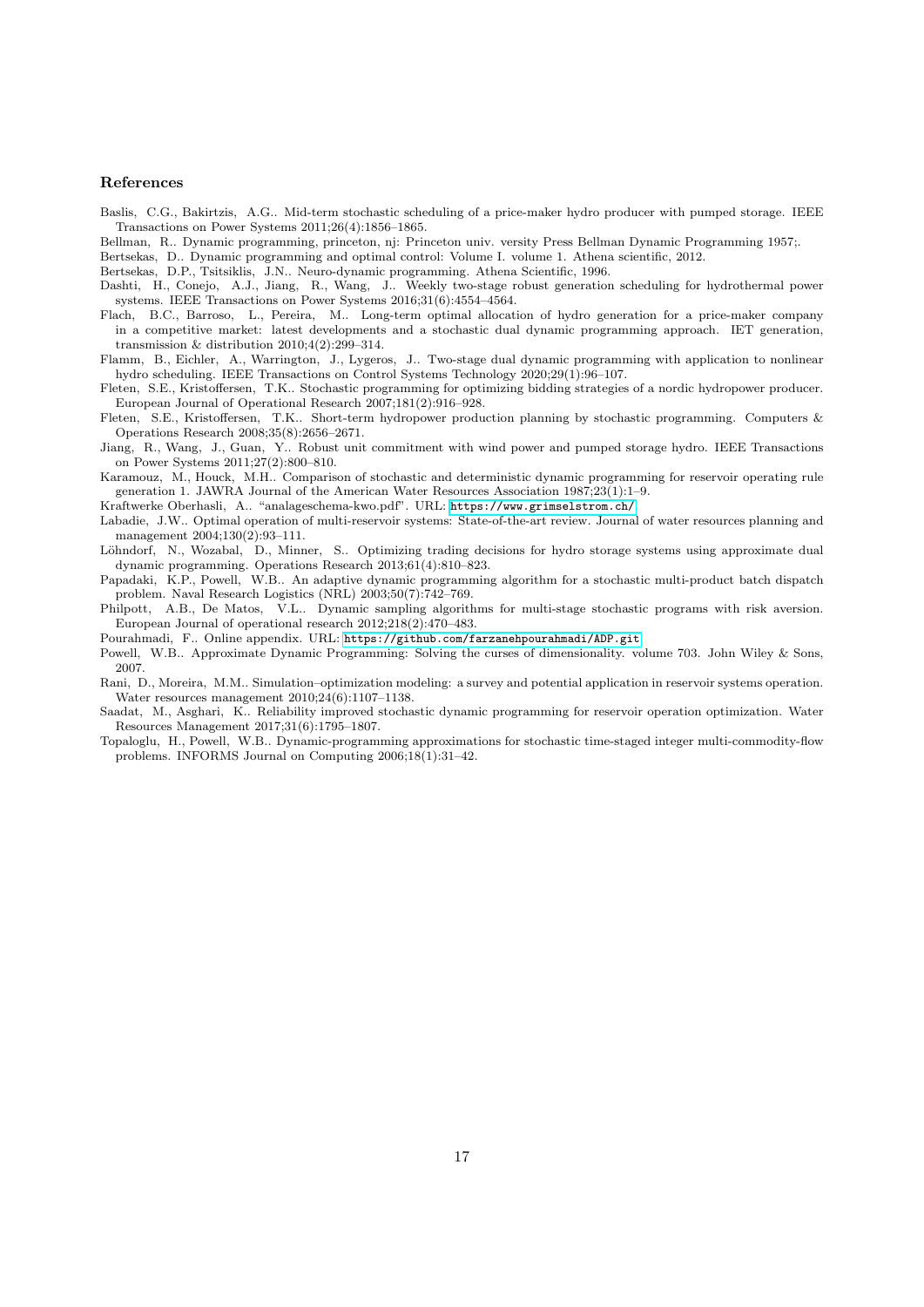# References

Baslis, C.G., Bakirtzis, A.G.. Mid-term stochastic scheduling of a price-maker hydro producer with pumped storage. IEEE Transactions on Power Systems 2011;26(4):1856–1865.

Bellman, R.. Dynamic programming, princeton, nj: Princeton univ. versity Press Bellman Dynamic Programming 1957;.

Bertsekas, D.. Dynamic programming and optimal control: Volume I. volume 1. Athena scientific, 2012.

Bertsekas, D.P., Tsitsiklis, J.N.. Neuro-dynamic programming. Athena Scientific, 1996.

Dashti, H., Conejo, A.J., Jiang, R., Wang, J.. Weekly two-stage robust generation scheduling for hydrothermal power systems. IEEE Transactions on Power Systems 2016;31(6):4554–4564.

Flach, B.C., Barroso, L., Pereira, M.. Long-term optimal allocation of hydro generation for a price-maker company in a competitive market: latest developments and a stochastic dual dynamic programming approach. IET generation, transmission & distribution 2010;4(2):299–314.

Flamm, B., Eichler, A., Warrington, J., Lygeros, J.. Two-stage dual dynamic programming with application to nonlinear hydro scheduling. IEEE Transactions on Control Systems Technology 2020;29(1):96–107.

Fleten, S.E., Kristoffersen, T.K.. Stochastic programming for optimizing bidding strategies of a nordic hydropower producer. European Journal of Operational Research 2007;181(2):916–928.

Fleten, S.E., Kristoffersen, T.K.. Short-term hydropower production planning by stochastic programming. Computers & Operations Research 2008;35(8):2656–2671.

Jiang, R., Wang, J., Guan, Y.. Robust unit commitment with wind power and pumped storage hydro. IEEE Transactions on Power Systems 2011;27(2):800–810.

Karamouz, M., Houck, M.H.. Comparison of stochastic and deterministic dynamic programming for reservoir operating rule generation 1. JAWRA Journal of the American Water Resources Association 1987;23(1):1–9.

Kraftwerke Oberhasli, A.. "analageschema-kwo.pdf". URL: https://www.grimselstrom.ch/.

Labadie, J.W.. Optimal operation of multi-reservoir systems: State-of-the-art review. Journal of water resources planning and management 2004;130(2):93–111.

Löhndorf, N., Wozabal, D., Minner, S.. Optimizing trading decisions for hydro storage systems using approximate dual dynamic programming. Operations Research 2013;61(4):810–823.

Papadaki, K.P., Powell, W.B.. An adaptive dynamic programming algorithm for a stochastic multi-product batch dispatch problem. Naval Research Logistics (NRL) 2003;50(7):742–769.

Philpott, A.B., De Matos, V.L.. Dynamic sampling algorithms for multi-stage stochastic programs with risk aversion. European Journal of operational research 2012;218(2):470–483.

Pourahmadi, F.. Online appendix. URL: https://github.com/farzanehpourahmadi/ADP.git.

Powell, W.B.. Approximate Dynamic Programming: Solving the curses of dimensionality. volume 703. John Wiley & Sons, 2007.

Rani, D., Moreira, M.M.. Simulation–optimization modeling: a survey and potential application in reservoir systems operation. Water resources management 2010;24(6):1107–1138.

Saadat, M., Asghari, K.. Reliability improved stochastic dynamic programming for reservoir operation optimization. Water Resources Management 2017;31(6):1795–1807.

Topaloglu, H., Powell, W.B.. Dynamic-programming approximations for stochastic time-staged integer multi-commodity-flow problems. INFORMS Journal on Computing 2006;18(1):31–42.